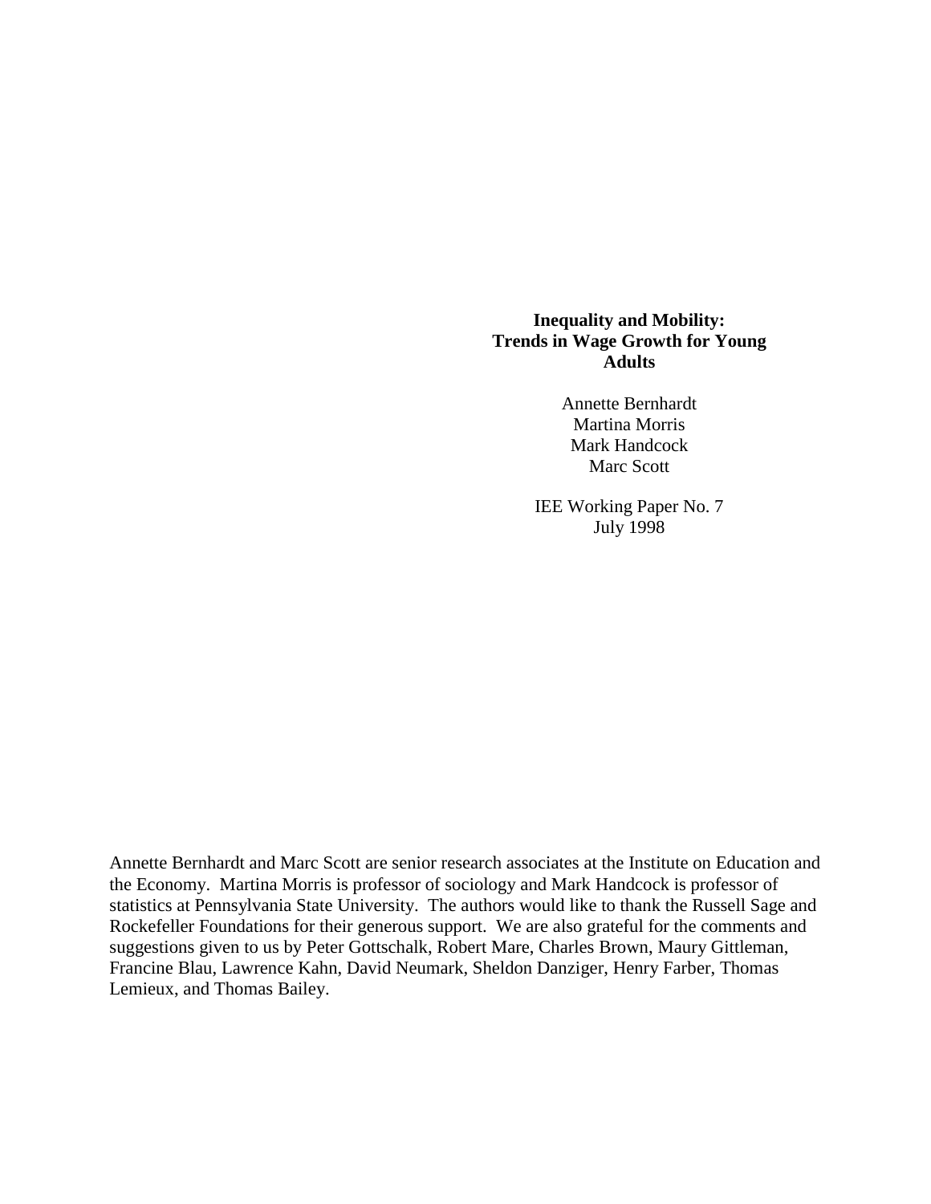# Inequality and Mobility: Trends in Wage Growth for Young Adults

Annette Bernhardt
Martina Morris
Mark Handcock
Marc Scott

IEE Working Paper No. 7
July 1998

Annette Bernhardt and Marc Scott are senior research associates at the Institute on Education and the Economy. Martina Morris is professor of sociology and Mark Handcock is professor of statistics at Pennsylvania State University. The authors would like to thank the Russell Sage and Rockefeller Foundations for their generous support. We are also grateful for the comments and suggestions given to us by Peter Gottschalk, Robert Mare, Charles Brown, Maury Gittleman, Francine Blau, Lawrence Kahn, David Neumark, Sheldon Danziger, Henry Farber, Thomas Lemieux, and Thomas Bailey.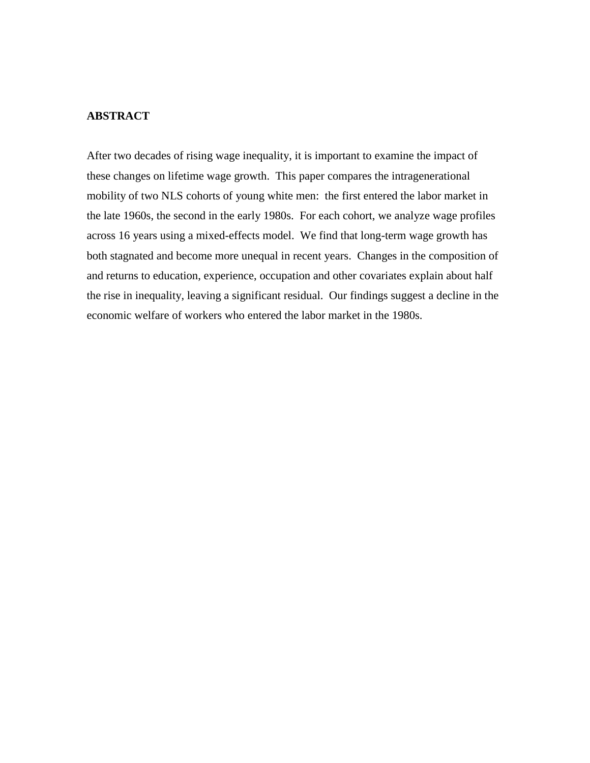**ABSTRACT**

After two decades of rising wage inequality, it is important to examine the impact of these changes on lifetime wage growth. This paper compares the intragenerational mobility of two NLS cohorts of young white men: the first entered the labor market in the late 1960s, the second in the early 1980s. For each cohort, we analyze wage profiles across 16 years using a mixed-effects model. We find that long-term wage growth has both stagnated and become more unequal in recent years. Changes in the composition of and returns to education, experience, occupation and other covariates explain about half the rise in inequality, leaving a significant residual. Our findings suggest a decline in the economic welfare of workers who entered the labor market in the 1980s.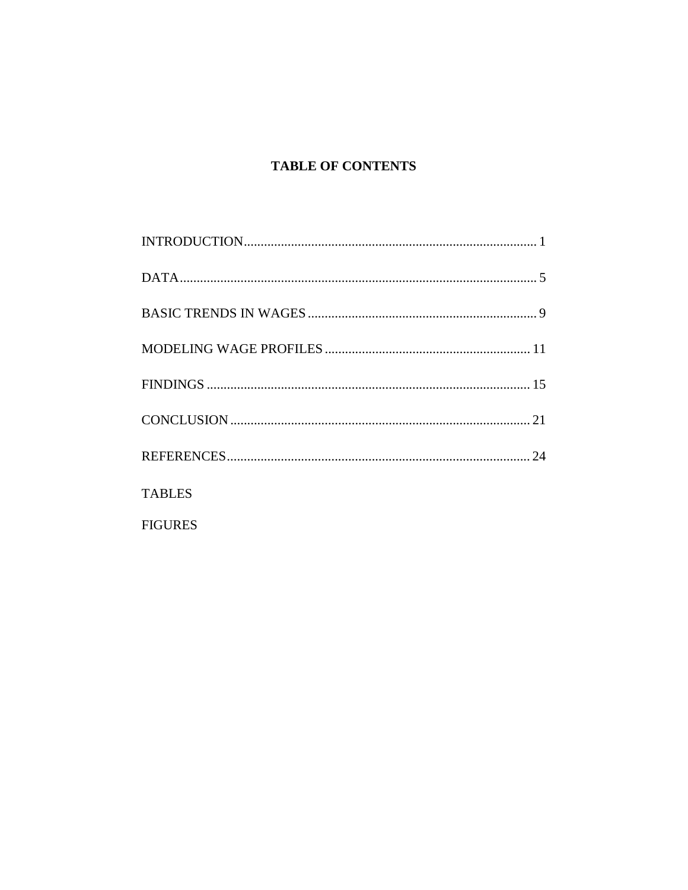# TABLE OF CONTENTS

INTRODUCTION....................................................................................... 1

DATA........................................................................................................ 5

BASIC TRENDS IN WAGES .................................................................. 9

MODELING WAGE PROFILES ............................................................ 11

FINDINGS ............................................................................................. 15

CONCLUSION ....................................................................................... 21

REFERENCES........................................................................................ 24

TABLES

FIGURES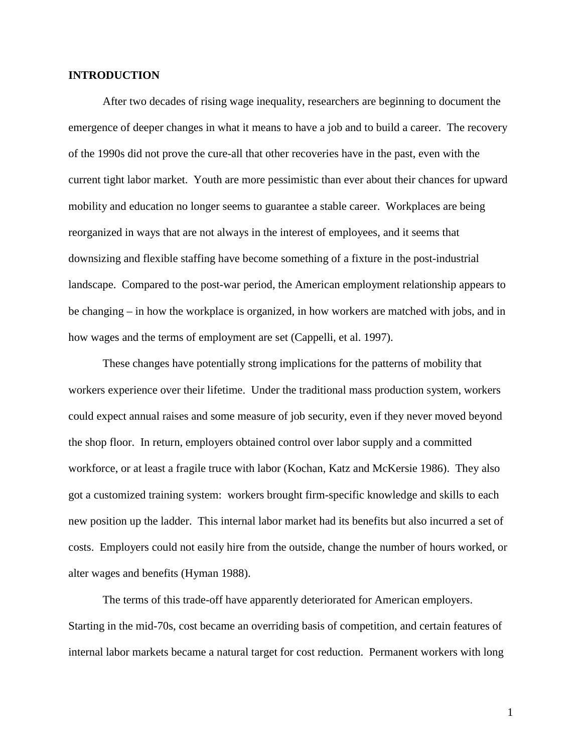**INTRODUCTION**

After two decades of rising wage inequality, researchers are beginning to document the emergence of deeper changes in what it means to have a job and to build a career. The recovery of the 1990s did not prove the cure-all that other recoveries have in the past, even with the current tight labor market. Youth are more pessimistic than ever about their chances for upward mobility and education no longer seems to guarantee a stable career. Workplaces are being reorganized in ways that are not always in the interest of employees, and it seems that downsizing and flexible staffing have become something of a fixture in the post-industrial landscape. Compared to the post-war period, the American employment relationship appears to be changing – in how the workplace is organized, in how workers are matched with jobs, and in how wages and the terms of employment are set (Cappelli, et al. 1997).

These changes have potentially strong implications for the patterns of mobility that workers experience over their lifetime. Under the traditional mass production system, workers could expect annual raises and some measure of job security, even if they never moved beyond the shop floor. In return, employers obtained control over labor supply and a committed workforce, or at least a fragile truce with labor (Kochan, Katz and McKersie 1986). They also got a customized training system: workers brought firm-specific knowledge and skills to each new position up the ladder. This internal labor market had its benefits but also incurred a set of costs. Employers could not easily hire from the outside, change the number of hours worked, or alter wages and benefits (Hyman 1988).

The terms of this trade-off have apparently deteriorated for American employers. Starting in the mid-70s, cost became an overriding basis of competition, and certain features of internal labor markets became a natural target for cost reduction. Permanent workers with long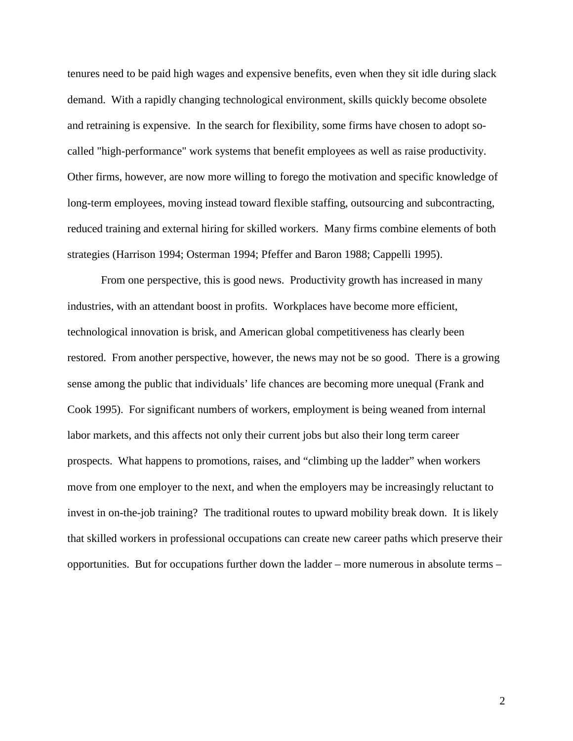tenures need to be paid high wages and expensive benefits, even when they sit idle during slack demand. With a rapidly changing technological environment, skills quickly become obsolete and retraining is expensive. In the search for flexibility, some firms have chosen to adopt so-called "high-performance" work systems that benefit employees as well as raise productivity. Other firms, however, are now more willing to forego the motivation and specific knowledge of long-term employees, moving instead toward flexible staffing, outsourcing and subcontracting, reduced training and external hiring for skilled workers. Many firms combine elements of both strategies (Harrison 1994; Osterman 1994; Pfeffer and Baron 1988; Cappelli 1995).

From one perspective, this is good news. Productivity growth has increased in many industries, with an attendant boost in profits. Workplaces have become more efficient, technological innovation is brisk, and American global competitiveness has clearly been restored. From another perspective, however, the news may not be so good. There is a growing sense among the public that individuals' life chances are becoming more unequal (Frank and Cook 1995). For significant numbers of workers, employment is being weaned from internal labor markets, and this affects not only their current jobs but also their long term career prospects. What happens to promotions, raises, and "climbing up the ladder" when workers move from one employer to the next, and when the employers may be increasingly reluctant to invest in on-the-job training? The traditional routes to upward mobility break down. It is likely that skilled workers in professional occupations can create new career paths which preserve their opportunities. But for occupations further down the ladder – more numerous in absolute terms –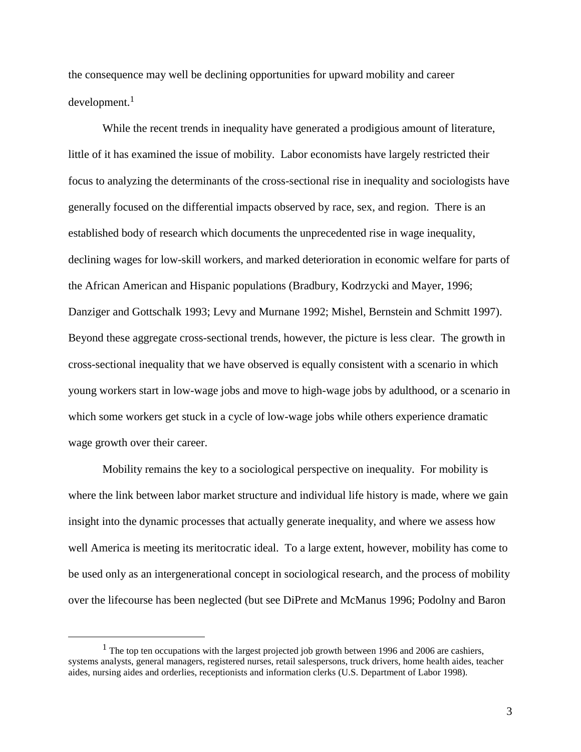the consequence may well be declining opportunities for upward mobility and career development.[1]

While the recent trends in inequality have generated a prodigious amount of literature, little of it has examined the issue of mobility. Labor economists have largely restricted their focus to analyzing the determinants of the cross-sectional rise in inequality and sociologists have generally focused on the differential impacts observed by race, sex, and region. There is an established body of research which documents the unprecedented rise in wage inequality, declining wages for low-skill workers, and marked deterioration in economic welfare for parts of the African American and Hispanic populations (Bradbury, Kodrzycki and Mayer, 1996; Danziger and Gottschalk 1993; Levy and Murnane 1992; Mishel, Bernstein and Schmitt 1997). Beyond these aggregate cross-sectional trends, however, the picture is less clear. The growth in cross-sectional inequality that we have observed is equally consistent with a scenario in which young workers start in low-wage jobs and move to high-wage jobs by adulthood, or a scenario in which some workers get stuck in a cycle of low-wage jobs while others experience dramatic wage growth over their career.

Mobility remains the key to a sociological perspective on inequality. For mobility is where the link between labor market structure and individual life history is made, where we gain insight into the dynamic processes that actually generate inequality, and where we assess how well America is meeting its meritocratic ideal. To a large extent, however, mobility has come to be used only as an intergenerational concept in sociological research, and the process of mobility over the lifecourse has been neglected (but see DiPrete and McManus 1996; Podolny and Baron

[1] The top ten occupations with the largest projected job growth between 1996 and 2006 are cashiers, systems analysts, general managers, registered nurses, retail salespersons, truck drivers, home health aides, teacher aides, nursing aides and orderlies, receptionists and information clerks (U.S. Department of Labor 1998).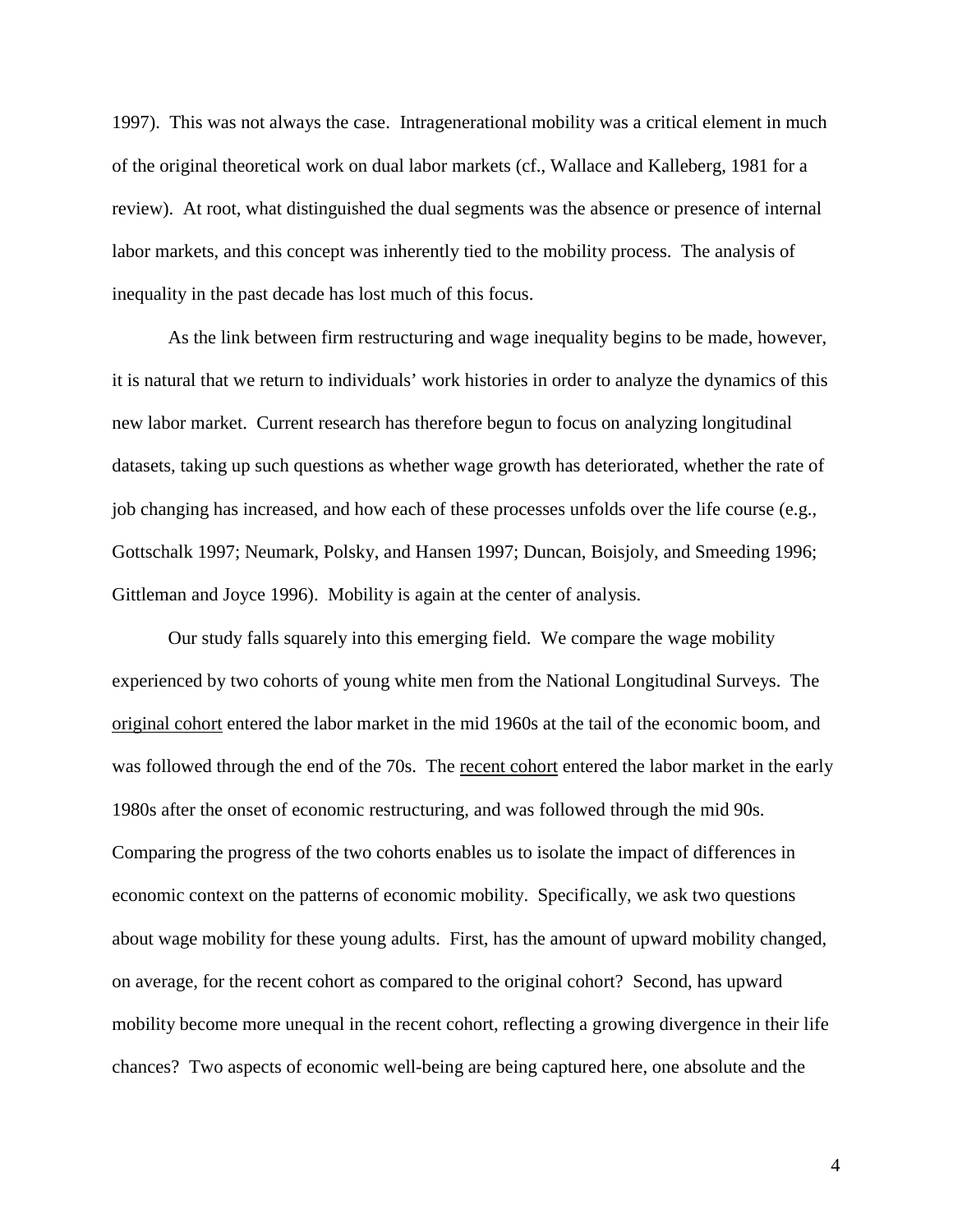1997). This was not always the case. Intragenerational mobility was a critical element in much of the original theoretical work on dual labor markets (cf., Wallace and Kalleberg, 1981 for a review). At root, what distinguished the dual segments was the absence or presence of internal labor markets, and this concept was inherently tied to the mobility process. The analysis of inequality in the past decade has lost much of this focus.

As the link between firm restructuring and wage inequality begins to be made, however, it is natural that we return to individuals' work histories in order to analyze the dynamics of this new labor market. Current research has therefore begun to focus on analyzing longitudinal datasets, taking up such questions as whether wage growth has deteriorated, whether the rate of job changing has increased, and how each of these processes unfolds over the life course (e.g., Gottschalk 1997; Neumark, Polsky, and Hansen 1997; Duncan, Boisjoly, and Smeeding 1996; Gittleman and Joyce 1996). Mobility is again at the center of analysis.

Our study falls squarely into this emerging field. We compare the wage mobility experienced by two cohorts of young white men from the National Longitudinal Surveys. The original cohort entered the labor market in the mid 1960s at the tail of the economic boom, and was followed through the end of the 70s. The recent cohort entered the labor market in the early 1980s after the onset of economic restructuring, and was followed through the mid 90s. Comparing the progress of the two cohorts enables us to isolate the impact of differences in economic context on the patterns of economic mobility. Specifically, we ask two questions about wage mobility for these young adults. First, has the amount of upward mobility changed, on average, for the recent cohort as compared to the original cohort? Second, has upward mobility become more unequal in the recent cohort, reflecting a growing divergence in their life chances? Two aspects of economic well-being are being captured here, one absolute and the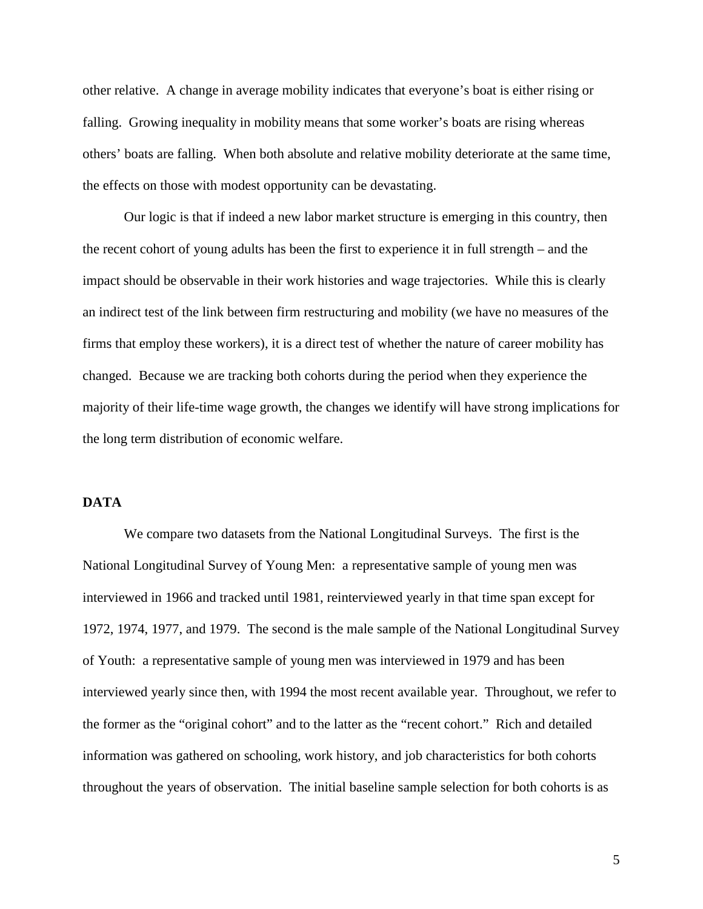other relative. A change in average mobility indicates that everyone's boat is either rising or falling. Growing inequality in mobility means that some worker's boats are rising whereas others' boats are falling. When both absolute and relative mobility deteriorate at the same time, the effects on those with modest opportunity can be devastating.

Our logic is that if indeed a new labor market structure is emerging in this country, then the recent cohort of young adults has been the first to experience it in full strength – and the impact should be observable in their work histories and wage trajectories. While this is clearly an indirect test of the link between firm restructuring and mobility (we have no measures of the firms that employ these workers), it is a direct test of whether the nature of career mobility has changed. Because we are tracking both cohorts during the period when they experience the majority of their life-time wage growth, the changes we identify will have strong implications for the long term distribution of economic welfare.

## DATA

We compare two datasets from the National Longitudinal Surveys. The first is the National Longitudinal Survey of Young Men: a representative sample of young men was interviewed in 1966 and tracked until 1981, reinterviewed yearly in that time span except for 1972, 1974, 1977, and 1979. The second is the male sample of the National Longitudinal Survey of Youth: a representative sample of young men was interviewed in 1979 and has been interviewed yearly since then, with 1994 the most recent available year. Throughout, we refer to the former as the "original cohort" and to the latter as the "recent cohort." Rich and detailed information was gathered on schooling, work history, and job characteristics for both cohorts throughout the years of observation. The initial baseline sample selection for both cohorts is as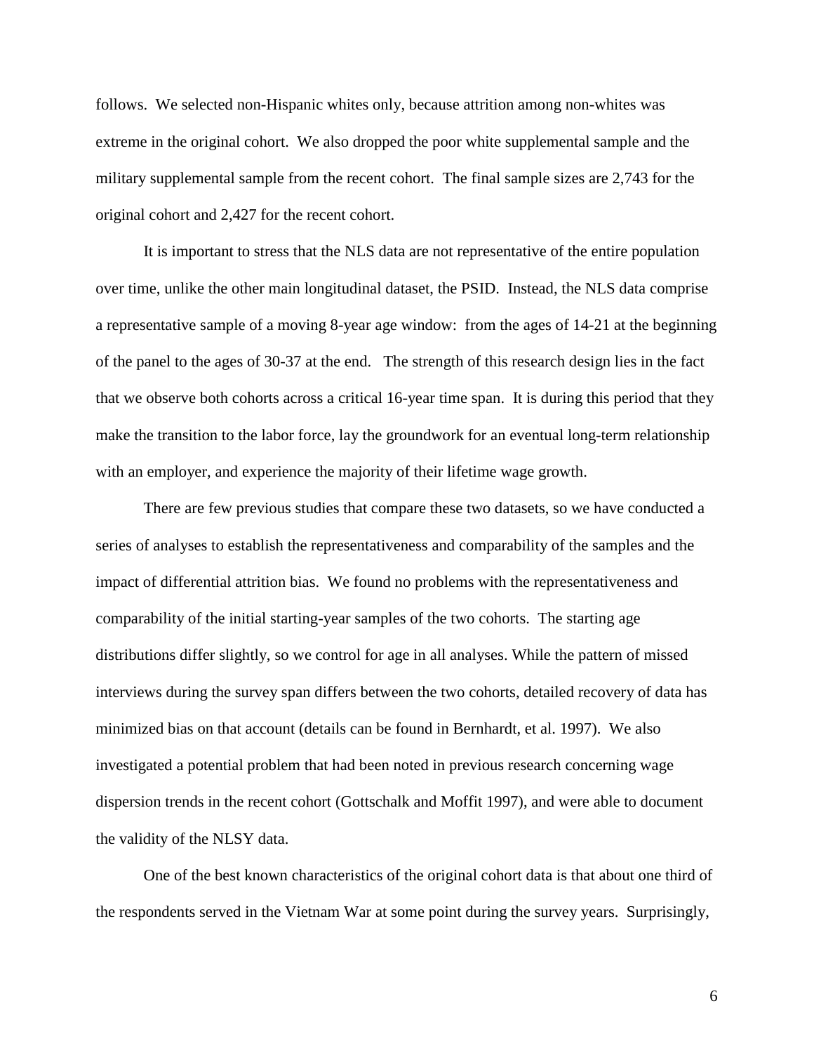follows. We selected non-Hispanic whites only, because attrition among non-whites was extreme in the original cohort. We also dropped the poor white supplemental sample and the military supplemental sample from the recent cohort. The final sample sizes are 2,743 for the original cohort and 2,427 for the recent cohort.

It is important to stress that the NLS data are not representative of the entire population over time, unlike the other main longitudinal dataset, the PSID. Instead, the NLS data comprise a representative sample of a moving 8-year age window: from the ages of 14-21 at the beginning of the panel to the ages of 30-37 at the end. The strength of this research design lies in the fact that we observe both cohorts across a critical 16-year time span. It is during this period that they make the transition to the labor force, lay the groundwork for an eventual long-term relationship with an employer, and experience the majority of their lifetime wage growth.

There are few previous studies that compare these two datasets, so we have conducted a series of analyses to establish the representativeness and comparability of the samples and the impact of differential attrition bias. We found no problems with the representativeness and comparability of the initial starting-year samples of the two cohorts. The starting age distributions differ slightly, so we control for age in all analyses. While the pattern of missed interviews during the survey span differs between the two cohorts, detailed recovery of data has minimized bias on that account (details can be found in Bernhardt, et al. 1997). We also investigated a potential problem that had been noted in previous research concerning wage dispersion trends in the recent cohort (Gottschalk and Moffit 1997), and were able to document the validity of the NLSY data.

One of the best known characteristics of the original cohort data is that about one third of the respondents served in the Vietnam War at some point during the survey years. Surprisingly,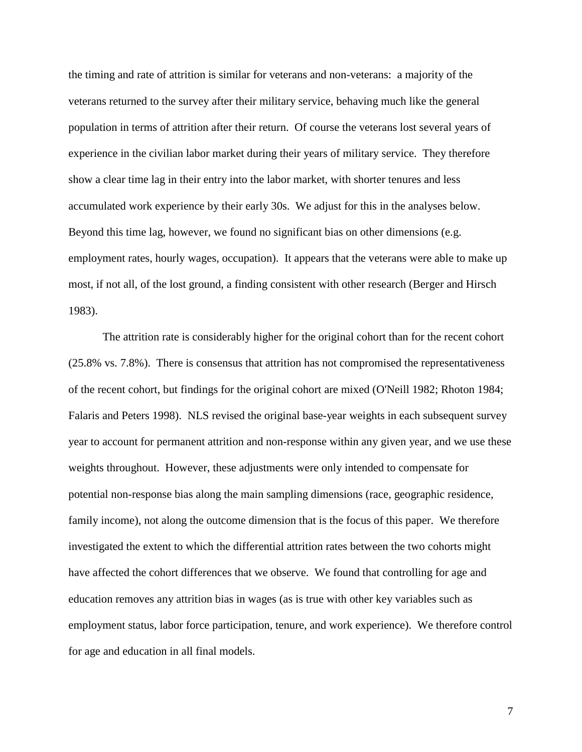the timing and rate of attrition is similar for veterans and non-veterans: a majority of the veterans returned to the survey after their military service, behaving much like the general population in terms of attrition after their return. Of course the veterans lost several years of experience in the civilian labor market during their years of military service. They therefore show a clear time lag in their entry into the labor market, with shorter tenures and less accumulated work experience by their early 30s. We adjust for this in the analyses below. Beyond this time lag, however, we found no significant bias on other dimensions (e.g. employment rates, hourly wages, occupation). It appears that the veterans were able to make up most, if not all, of the lost ground, a finding consistent with other research (Berger and Hirsch 1983).

The attrition rate is considerably higher for the original cohort than for the recent cohort (25.8% vs. 7.8%). There is consensus that attrition has not compromised the representativeness of the recent cohort, but findings for the original cohort are mixed (O'Neill 1982; Rhoton 1984; Falaris and Peters 1998). NLS revised the original base-year weights in each subsequent survey year to account for permanent attrition and non-response within any given year, and we use these weights throughout. However, these adjustments were only intended to compensate for potential non-response bias along the main sampling dimensions (race, geographic residence, family income), not along the outcome dimension that is the focus of this paper. We therefore investigated the extent to which the differential attrition rates between the two cohorts might have affected the cohort differences that we observe. We found that controlling for age and education removes any attrition bias in wages (as is true with other key variables such as employment status, labor force participation, tenure, and work experience). We therefore control for age and education in all final models.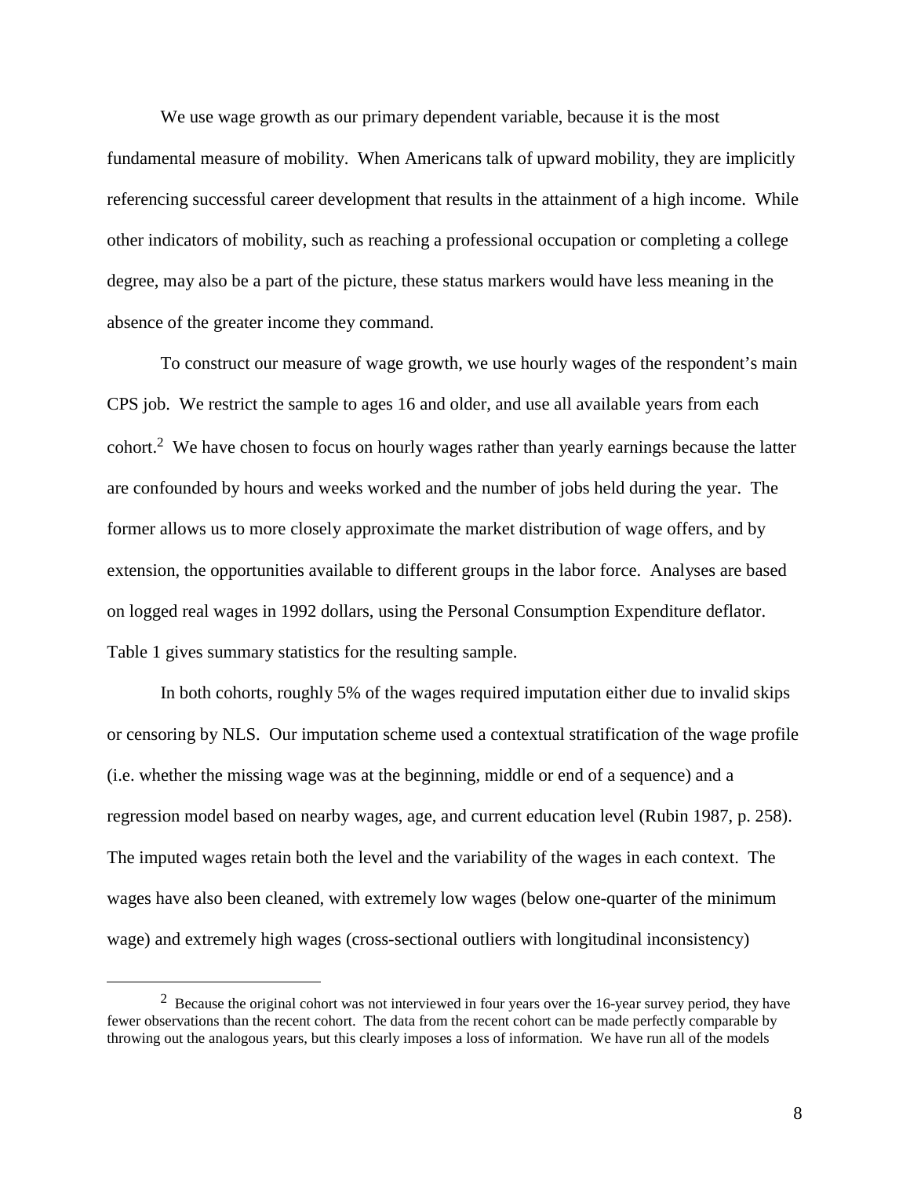We use wage growth as our primary dependent variable, because it is the most fundamental measure of mobility. When Americans talk of upward mobility, they are implicitly referencing successful career development that results in the attainment of a high income. While other indicators of mobility, such as reaching a professional occupation or completing a college degree, may also be a part of the picture, these status markers would have less meaning in the absence of the greater income they command.

To construct our measure of wage growth, we use hourly wages of the respondent's main CPS job. We restrict the sample to ages 16 and older, and use all available years from each cohort.[2] We have chosen to focus on hourly wages rather than yearly earnings because the latter are confounded by hours and weeks worked and the number of jobs held during the year. The former allows us to more closely approximate the market distribution of wage offers, and by extension, the opportunities available to different groups in the labor force. Analyses are based on logged real wages in 1992 dollars, using the Personal Consumption Expenditure deflator. Table 1 gives summary statistics for the resulting sample.

In both cohorts, roughly 5% of the wages required imputation either due to invalid skips or censoring by NLS. Our imputation scheme used a contextual stratification of the wage profile (i.e. whether the missing wage was at the beginning, middle or end of a sequence) and a regression model based on nearby wages, age, and current education level (Rubin 1987, p. 258). The imputed wages retain both the level and the variability of the wages in each context. The wages have also been cleaned, with extremely low wages (below one-quarter of the minimum wage) and extremely high wages (cross-sectional outliers with longitudinal inconsistency)

---

[2] Because the original cohort was not interviewed in four years over the 16-year survey period, they have fewer observations than the recent cohort. The data from the recent cohort can be made perfectly comparable by throwing out the analogous years, but this clearly imposes a loss of information. We have run all of the models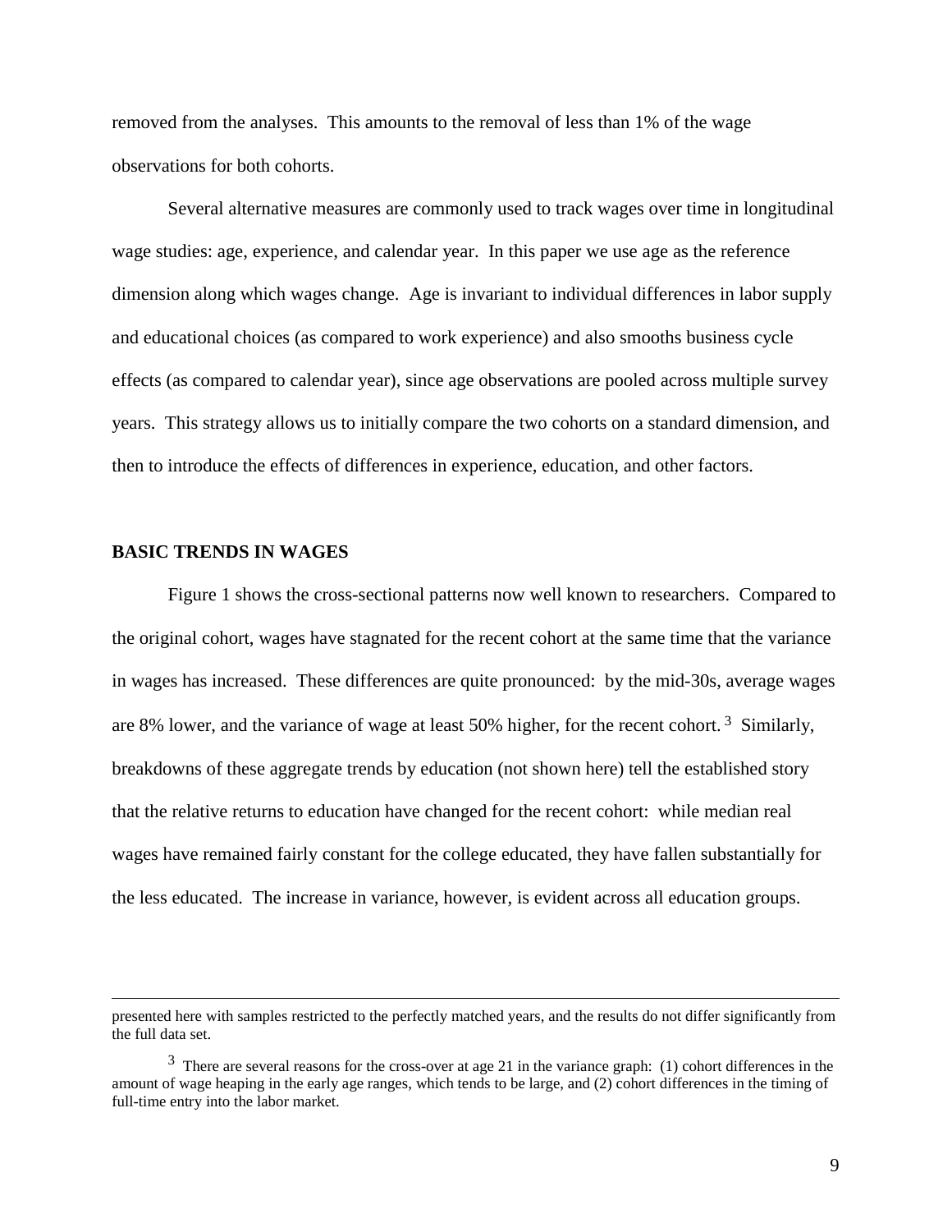removed from the analyses. This amounts to the removal of less than 1% of the wage observations for both cohorts.

Several alternative measures are commonly used to track wages over time in longitudinal wage studies: age, experience, and calendar year. In this paper we use age as the reference dimension along which wages change. Age is invariant to individual differences in labor supply and educational choices (as compared to work experience) and also smooths business cycle effects (as compared to calendar year), since age observations are pooled across multiple survey years. This strategy allows us to initially compare the two cohorts on a standard dimension, and then to introduce the effects of differences in experience, education, and other factors.

## BASIC TRENDS IN WAGES

Figure 1 shows the cross-sectional patterns now well known to researchers. Compared to the original cohort, wages have stagnated for the recent cohort at the same time that the variance in wages has increased. These differences are quite pronounced: by the mid-30s, average wages are 8% lower, and the variance of wage at least 50% higher, for the recent cohort.[3] Similarly, breakdowns of these aggregate trends by education (not shown here) tell the established story that the relative returns to education have changed for the recent cohort: while median real wages have remained fairly constant for the college educated, they have fallen substantially for the less educated. The increase in variance, however, is evident across all education groups.

---

presented here with samples restricted to the perfectly matched years, and the results do not differ significantly from the full data set.

[3] There are several reasons for the cross-over at age 21 in the variance graph: (1) cohort differences in the amount of wage heaping in the early age ranges, which tends to be large, and (2) cohort differences in the timing of full-time entry into the labor market.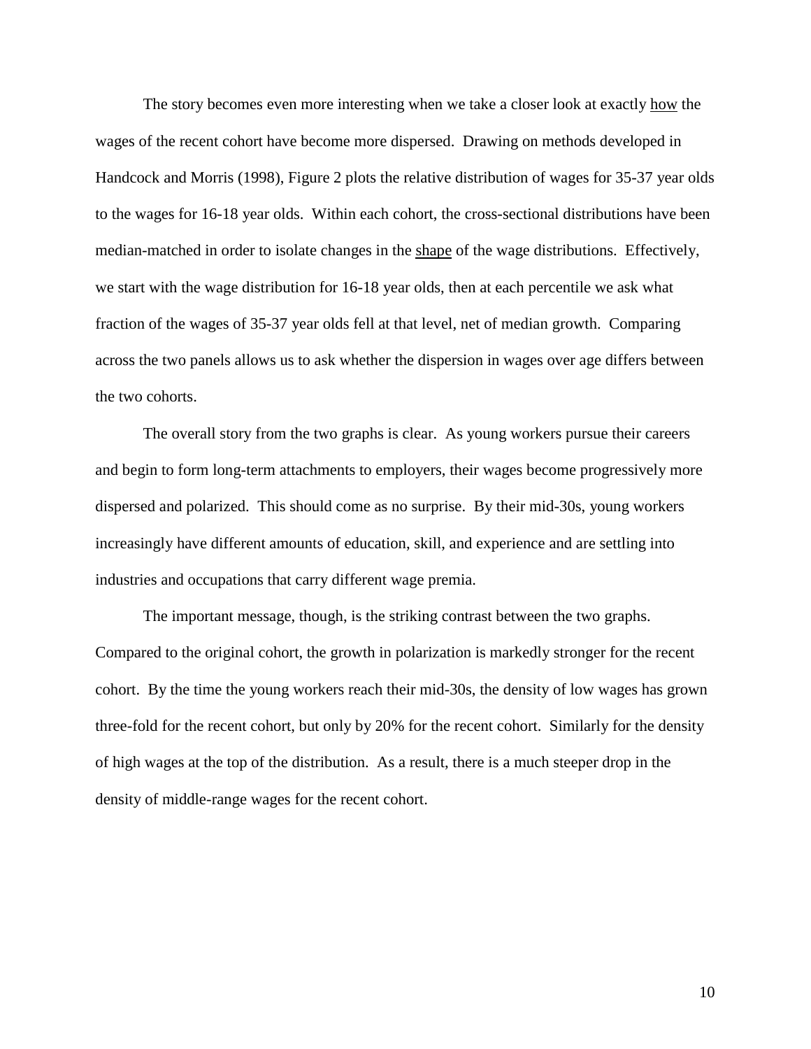The story becomes even more interesting when we take a closer look at exactly how the wages of the recent cohort have become more dispersed. Drawing on methods developed in Handcock and Morris (1998), Figure 2 plots the relative distribution of wages for 35-37 year olds to the wages for 16-18 year olds. Within each cohort, the cross-sectional distributions have been median-matched in order to isolate changes in the shape of the wage distributions. Effectively, we start with the wage distribution for 16-18 year olds, then at each percentile we ask what fraction of the wages of 35-37 year olds fell at that level, net of median growth. Comparing across the two panels allows us to ask whether the dispersion in wages over age differs between the two cohorts.

The overall story from the two graphs is clear. As young workers pursue their careers and begin to form long-term attachments to employers, their wages become progressively more dispersed and polarized. This should come as no surprise. By their mid-30s, young workers increasingly have different amounts of education, skill, and experience and are settling into industries and occupations that carry different wage premia.

The important message, though, is the striking contrast between the two graphs. Compared to the original cohort, the growth in polarization is markedly stronger for the recent cohort. By the time the young workers reach their mid-30s, the density of low wages has grown three-fold for the recent cohort, but only by 20% for the recent cohort. Similarly for the density of high wages at the top of the distribution. As a result, there is a much steeper drop in the density of middle-range wages for the recent cohort.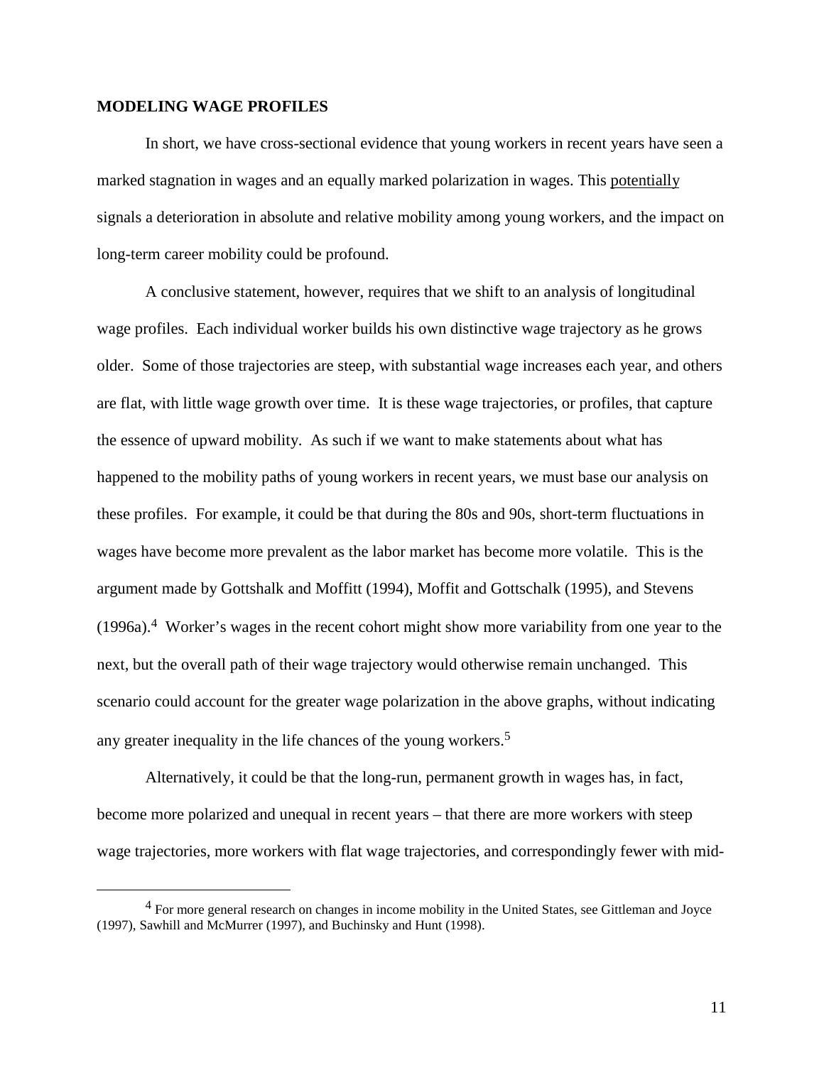**MODELING WAGE PROFILES**

In short, we have cross-sectional evidence that young workers in recent years have seen a marked stagnation in wages and an equally marked polarization in wages. This potentially signals a deterioration in absolute and relative mobility among young workers, and the impact on long-term career mobility could be profound.

A conclusive statement, however, requires that we shift to an analysis of longitudinal wage profiles. Each individual worker builds his own distinctive wage trajectory as he grows older. Some of those trajectories are steep, with substantial wage increases each year, and others are flat, with little wage growth over time. It is these wage trajectories, or profiles, that capture the essence of upward mobility. As such if we want to make statements about what has happened to the mobility paths of young workers in recent years, we must base our analysis on these profiles. For example, it could be that during the 80s and 90s, short-term fluctuations in wages have become more prevalent as the labor market has become more volatile. This is the argument made by Gottshalk and Moffitt (1994), Moffit and Gottschalk (1995), and Stevens (1996a).[4] Worker's wages in the recent cohort might show more variability from one year to the next, but the overall path of their wage trajectory would otherwise remain unchanged. This scenario could account for the greater wage polarization in the above graphs, without indicating any greater inequality in the life chances of the young workers.[5]

Alternatively, it could be that the long-run, permanent growth in wages has, in fact, become more polarized and unequal in recent years – that there are more workers with steep wage trajectories, more workers with flat wage trajectories, and correspondingly fewer with mid-

[4] For more general research on changes in income mobility in the United States, see Gittleman and Joyce (1997), Sawhill and McMurrer (1997), and Buchinsky and Hunt (1998).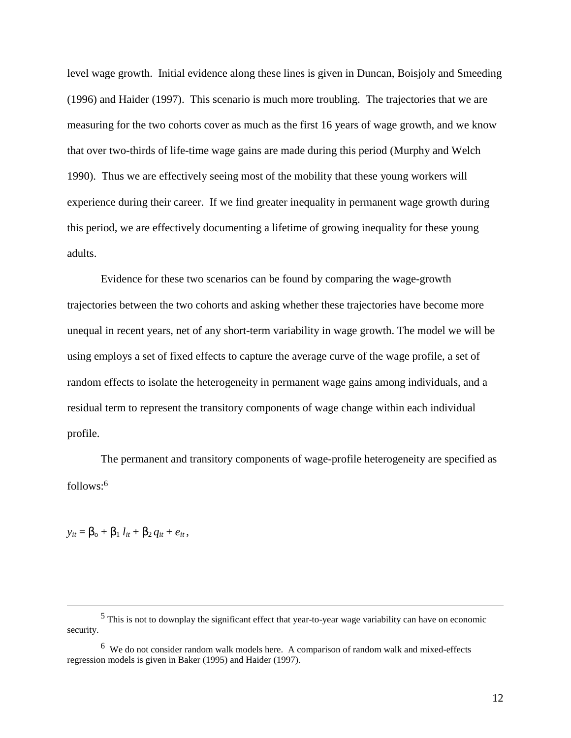level wage growth. Initial evidence along these lines is given in Duncan, Boisjoly and Smeeding (1996) and Haider (1997). This scenario is much more troubling. The trajectories that we are measuring for the two cohorts cover as much as the first 16 years of wage growth, and we know that over two-thirds of life-time wage gains are made during this period (Murphy and Welch 1990). Thus we are effectively seeing most of the mobility that these young workers will experience during their career. If we find greater inequality in permanent wage growth during this period, we are effectively documenting a lifetime of growing inequality for these young adults.

Evidence for these two scenarios can be found by comparing the wage-growth trajectories between the two cohorts and asking whether these trajectories have become more unequal in recent years, net of any short-term variability in wage growth. The model we will be using employs a set of fixed effects to capture the average curve of the wage profile, a set of random effects to isolate the heterogeneity in permanent wage gains among individuals, and a residual term to represent the transitory components of wage change within each individual profile.

The permanent and transitory components of wage-profile heterogeneity are specified as follows:[6]

$$y_{it} = \beta_o + \beta_1 \, l_{it} + \beta_2 \, q_{it} + e_{it} \, ,$$

---

[5] This is not to downplay the significant effect that year-to-year wage variability can have on economic security.

[6] We do not consider random walk models here. A comparison of random walk and mixed-effects regression models is given in Baker (1995) and Haider (1997).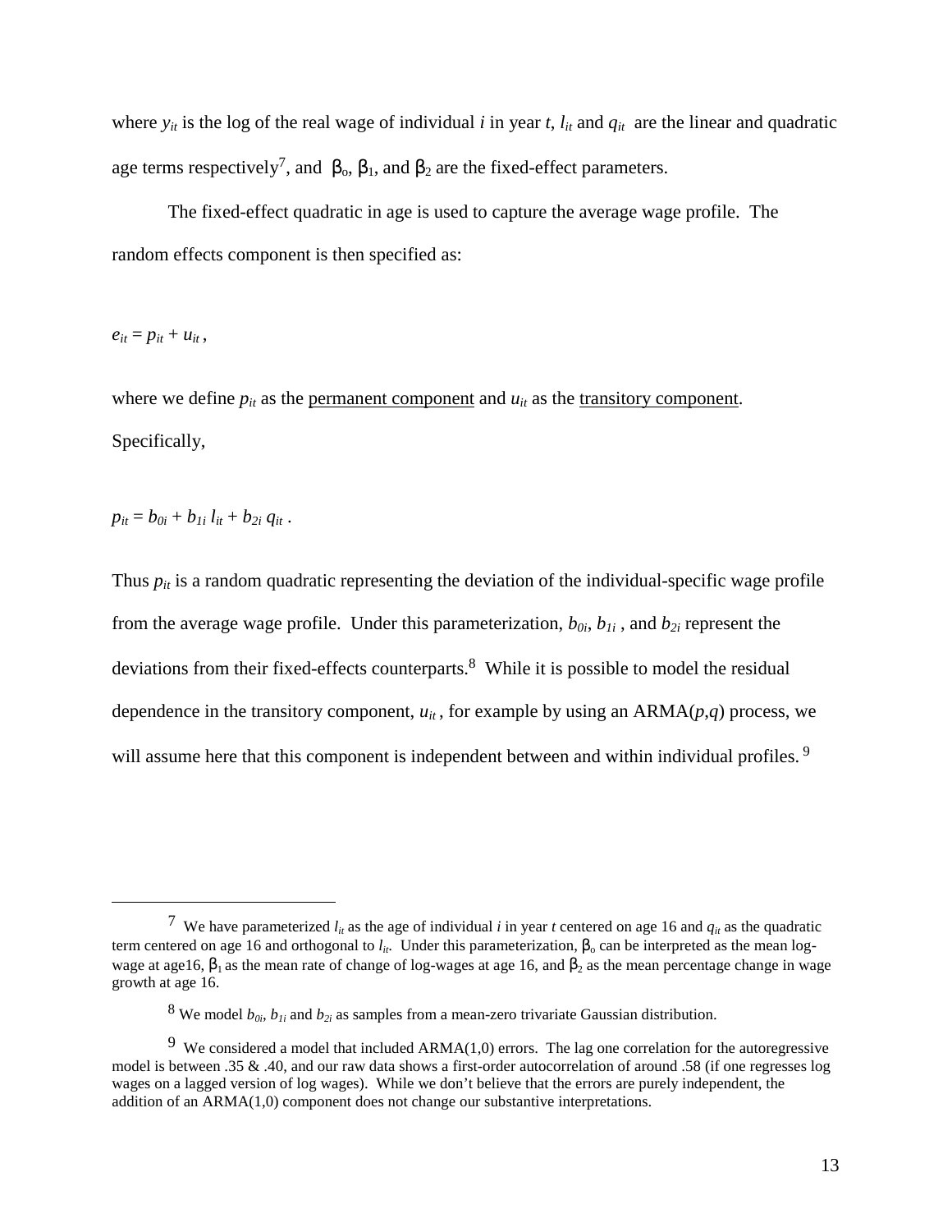where $y_{it}$ is the log of the real wage of individual $i$ in year $t$, $l_{it}$ and $q_{it}$ are the linear and quadratic age terms respectively[7], and $\beta_o$, $\beta_1$, and $\beta_2$ are the fixed-effect parameters.

The fixed-effect quadratic in age is used to capture the average wage profile. The random effects component is then specified as:

$$e_{it} = p_{it} + u_{it} \,,$$

where we define $p_{it}$ as the <u>permanent component</u> and $u_{it}$ as the <u>transitory component</u>. Specifically,

$$p_{it} = b_{0i} + b_{1i}\, l_{it} + b_{2i}\, q_{it} \,.$$

Thus $p_{it}$ is a random quadratic representing the deviation of the individual-specific wage profile from the average wage profile. Under this parameterization, $b_{0i}$, $b_{1i}$, and $b_{2i}$ represent the deviations from their fixed-effects counterparts.[8] While it is possible to model the residual dependence in the transitory component, $u_{it}$, for example by using an ARMA($p$,$q$) process, we will assume here that this component is independent between and within individual profiles.[9]

---

[7] We have parameterized $l_{it}$ as the age of individual $i$ in year $t$ centered on age 16 and $q_{it}$ as the quadratic term centered on age 16 and orthogonal to $l_{it}$. Under this parameterization, $\beta_o$ can be interpreted as the mean log-wage at age16, $\beta_1$ as the mean rate of change of log-wages at age 16, and $\beta_2$ as the mean percentage change in wage growth at age 16.

[8] We model $b_{0i}$, $b_{1i}$ and $b_{2i}$ as samples from a mean-zero trivariate Gaussian distribution.

[9] We considered a model that included ARMA(1,0) errors. The lag one correlation for the autoregressive model is between .35 & .40, and our raw data shows a first-order autocorrelation of around .58 (if one regresses log wages on a lagged version of log wages). While we don't believe that the errors are purely independent, the addition of an ARMA(1,0) component does not change our substantive interpretations.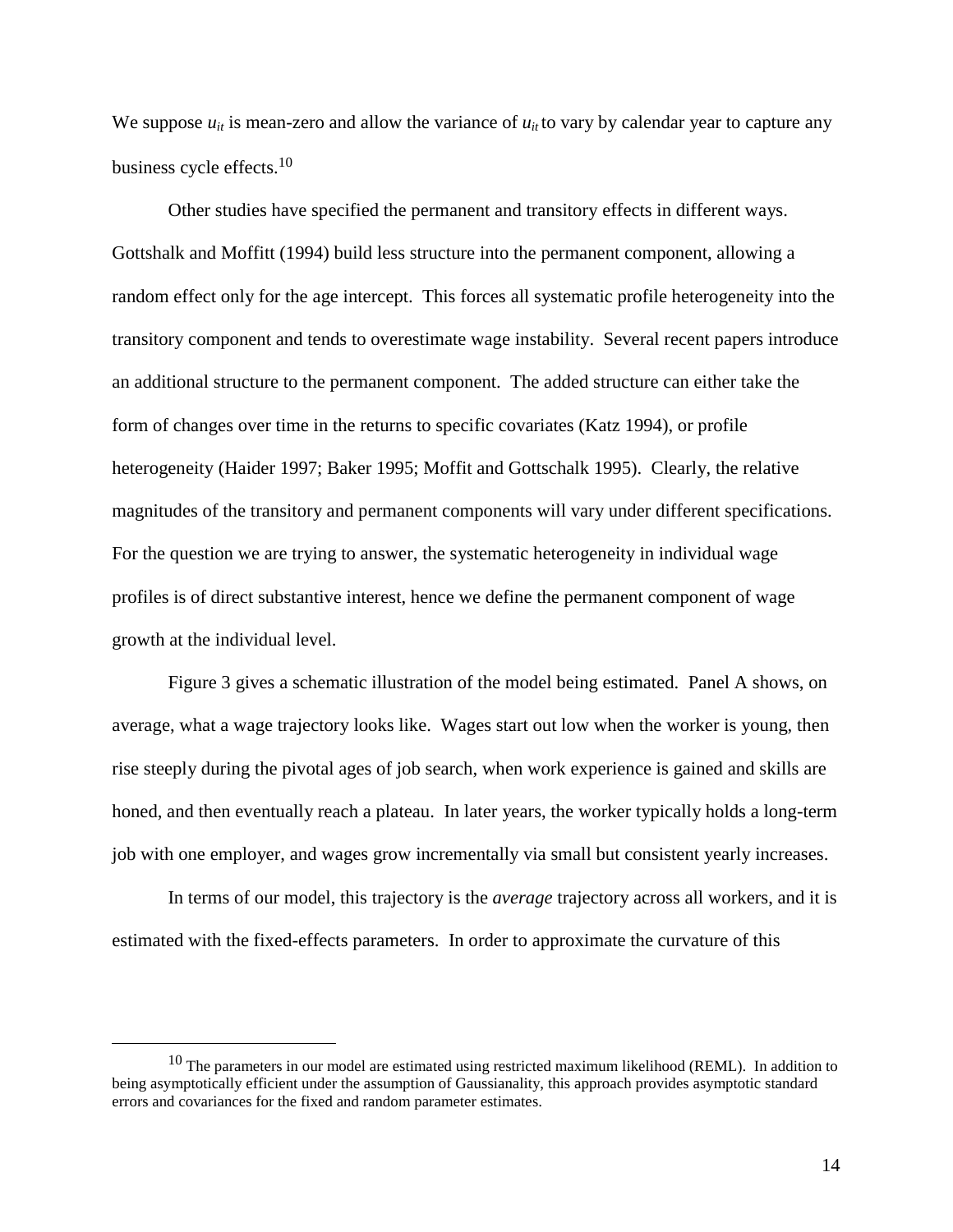We suppose $u_{it}$ is mean-zero and allow the variance of $u_{it}$ to vary by calendar year to capture any business cycle effects.[10]

Other studies have specified the permanent and transitory effects in different ways. Gottshalk and Moffitt (1994) build less structure into the permanent component, allowing a random effect only for the age intercept. This forces all systematic profile heterogeneity into the transitory component and tends to overestimate wage instability. Several recent papers introduce an additional structure to the permanent component. The added structure can either take the form of changes over time in the returns to specific covariates (Katz 1994), or profile heterogeneity (Haider 1997; Baker 1995; Moffit and Gottschalk 1995). Clearly, the relative magnitudes of the transitory and permanent components will vary under different specifications. For the question we are trying to answer, the systematic heterogeneity in individual wage profiles is of direct substantive interest, hence we define the permanent component of wage growth at the individual level.

Figure 3 gives a schematic illustration of the model being estimated. Panel A shows, on average, what a wage trajectory looks like. Wages start out low when the worker is young, then rise steeply during the pivotal ages of job search, when work experience is gained and skills are honed, and then eventually reach a plateau. In later years, the worker typically holds a long-term job with one employer, and wages grow incrementally via small but consistent yearly increases.

In terms of our model, this trajectory is the *average* trajectory across all workers, and it is estimated with the fixed-effects parameters. In order to approximate the curvature of this

[10] The parameters in our model are estimated using restricted maximum likelihood (REML). In addition to being asymptotically efficient under the assumption of Gaussianality, this approach provides asymptotic standard errors and covariances for the fixed and random parameter estimates.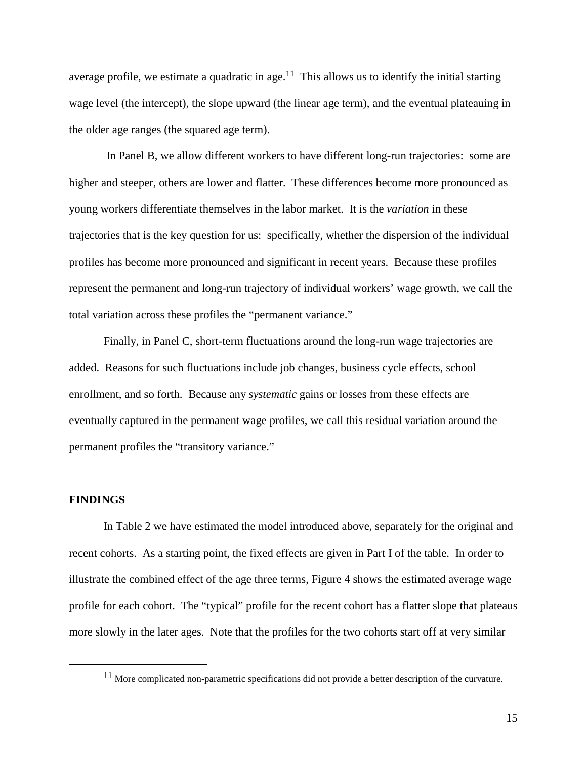average profile, we estimate a quadratic in age.[11] This allows us to identify the initial starting wage level (the intercept), the slope upward (the linear age term), and the eventual plateauing in the older age ranges (the squared age term).

In Panel B, we allow different workers to have different long-run trajectories: some are higher and steeper, others are lower and flatter. These differences become more pronounced as young workers differentiate themselves in the labor market. It is the *variation* in these trajectories that is the key question for us: specifically, whether the dispersion of the individual profiles has become more pronounced and significant in recent years. Because these profiles represent the permanent and long-run trajectory of individual workers' wage growth, we call the total variation across these profiles the "permanent variance."

Finally, in Panel C, short-term fluctuations around the long-run wage trajectories are added. Reasons for such fluctuations include job changes, business cycle effects, school enrollment, and so forth. Because any *systematic* gains or losses from these effects are eventually captured in the permanent wage profiles, we call this residual variation around the permanent profiles the "transitory variance."

## FINDINGS

In Table 2 we have estimated the model introduced above, separately for the original and recent cohorts. As a starting point, the fixed effects are given in Part I of the table. In order to illustrate the combined effect of the age three terms, Figure 4 shows the estimated average wage profile for each cohort. The "typical" profile for the recent cohort has a flatter slope that plateaus more slowly in the later ages. Note that the profiles for the two cohorts start off at very similar

[11] More complicated non-parametric specifications did not provide a better description of the curvature.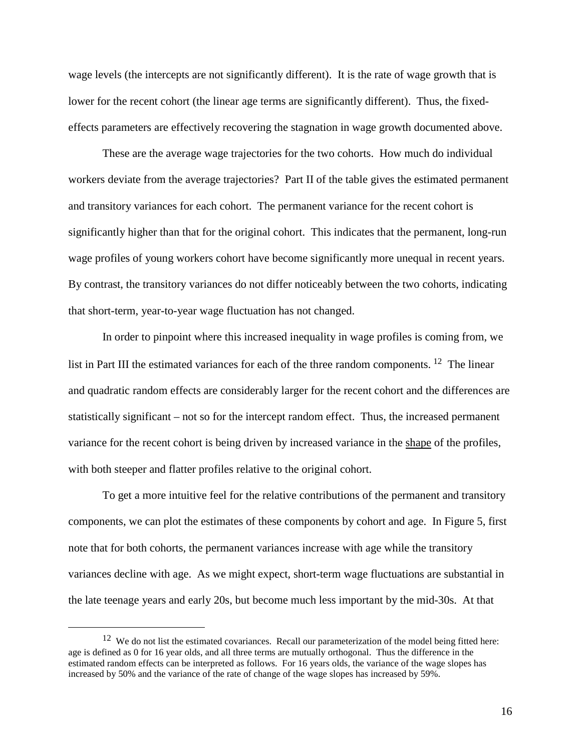wage levels (the intercepts are not significantly different). It is the rate of wage growth that is lower for the recent cohort (the linear age terms are significantly different). Thus, the fixed-effects parameters are effectively recovering the stagnation in wage growth documented above.

These are the average wage trajectories for the two cohorts. How much do individual workers deviate from the average trajectories? Part II of the table gives the estimated permanent and transitory variances for each cohort. The permanent variance for the recent cohort is significantly higher than that for the original cohort. This indicates that the permanent, long-run wage profiles of young workers cohort have become significantly more unequal in recent years. By contrast, the transitory variances do not differ noticeably between the two cohorts, indicating that short-term, year-to-year wage fluctuation has not changed.

In order to pinpoint where this increased inequality in wage profiles is coming from, we list in Part III the estimated variances for each of the three random components. [12] The linear and quadratic random effects are considerably larger for the recent cohort and the differences are statistically significant – not so for the intercept random effect. Thus, the increased permanent variance for the recent cohort is being driven by increased variance in the shape of the profiles, with both steeper and flatter profiles relative to the original cohort.

To get a more intuitive feel for the relative contributions of the permanent and transitory components, we can plot the estimates of these components by cohort and age. In Figure 5, first note that for both cohorts, the permanent variances increase with age while the transitory variances decline with age. As we might expect, short-term wage fluctuations are substantial in the late teenage years and early 20s, but become much less important by the mid-30s. At that

[12] We do not list the estimated covariances. Recall our parameterization of the model being fitted here: age is defined as 0 for 16 year olds, and all three terms are mutually orthogonal. Thus the difference in the estimated random effects can be interpreted as follows. For 16 years olds, the variance of the wage slopes has increased by 50% and the variance of the rate of change of the wage slopes has increased by 59%.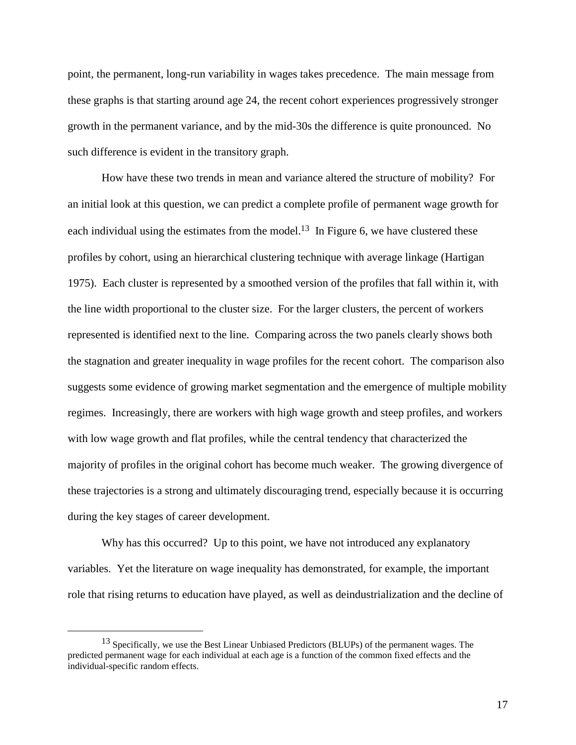point, the permanent, long-run variability in wages takes precedence. The main message from these graphs is that starting around age 24, the recent cohort experiences progressively stronger growth in the permanent variance, and by the mid-30s the difference is quite pronounced. No such difference is evident in the transitory graph.

How have these two trends in mean and variance altered the structure of mobility? For an initial look at this question, we can predict a complete profile of permanent wage growth for each individual using the estimates from the model.[13] In Figure 6, we have clustered these profiles by cohort, using an hierarchical clustering technique with average linkage (Hartigan 1975). Each cluster is represented by a smoothed version of the profiles that fall within it, with the line width proportional to the cluster size. For the larger clusters, the percent of workers represented is identified next to the line. Comparing across the two panels clearly shows both the stagnation and greater inequality in wage profiles for the recent cohort. The comparison also suggests some evidence of growing market segmentation and the emergence of multiple mobility regimes. Increasingly, there are workers with high wage growth and steep profiles, and workers with low wage growth and flat profiles, while the central tendency that characterized the majority of profiles in the original cohort has become much weaker. The growing divergence of these trajectories is a strong and ultimately discouraging trend, especially because it is occurring during the key stages of career development.

Why has this occurred? Up to this point, we have not introduced any explanatory variables. Yet the literature on wage inequality has demonstrated, for example, the important role that rising returns to education have played, as well as deindustrialization and the decline of

[13] Specifically, we use the Best Linear Unbiased Predictors (BLUPs) of the permanent wages. The predicted permanent wage for each individual at each age is a function of the common fixed effects and the individual-specific random effects.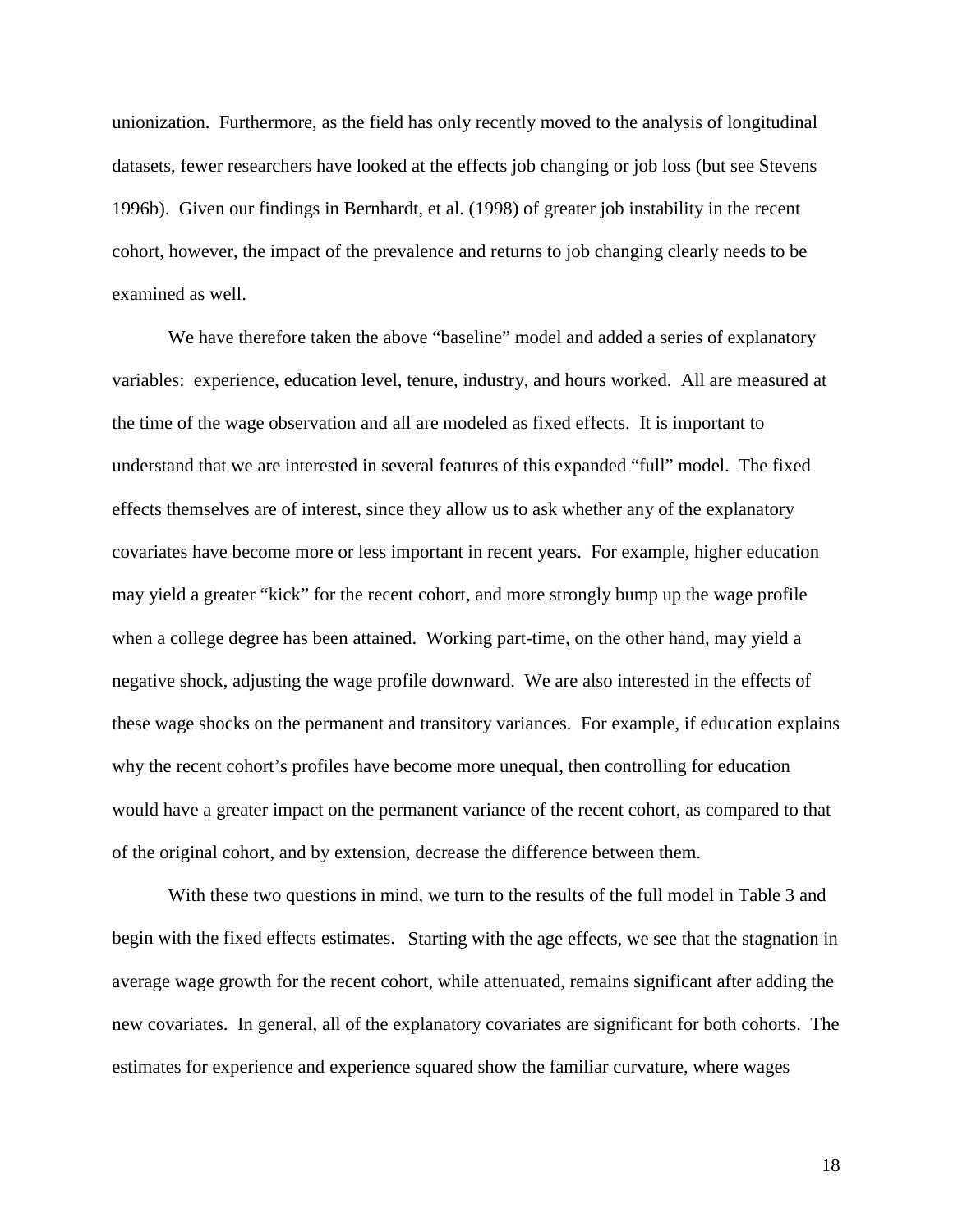unionization. Furthermore, as the field has only recently moved to the analysis of longitudinal datasets, fewer researchers have looked at the effects job changing or job loss (but see Stevens 1996b). Given our findings in Bernhardt, et al. (1998) of greater job instability in the recent cohort, however, the impact of the prevalence and returns to job changing clearly needs to be examined as well.

We have therefore taken the above "baseline" model and added a series of explanatory variables: experience, education level, tenure, industry, and hours worked. All are measured at the time of the wage observation and all are modeled as fixed effects. It is important to understand that we are interested in several features of this expanded "full" model. The fixed effects themselves are of interest, since they allow us to ask whether any of the explanatory covariates have become more or less important in recent years. For example, higher education may yield a greater "kick" for the recent cohort, and more strongly bump up the wage profile when a college degree has been attained. Working part-time, on the other hand, may yield a negative shock, adjusting the wage profile downward. We are also interested in the effects of these wage shocks on the permanent and transitory variances. For example, if education explains why the recent cohort's profiles have become more unequal, then controlling for education would have a greater impact on the permanent variance of the recent cohort, as compared to that of the original cohort, and by extension, decrease the difference between them.

With these two questions in mind, we turn to the results of the full model in Table 3 and begin with the fixed effects estimates. Starting with the age effects, we see that the stagnation in average wage growth for the recent cohort, while attenuated, remains significant after adding the new covariates. In general, all of the explanatory covariates are significant for both cohorts. The estimates for experience and experience squared show the familiar curvature, where wages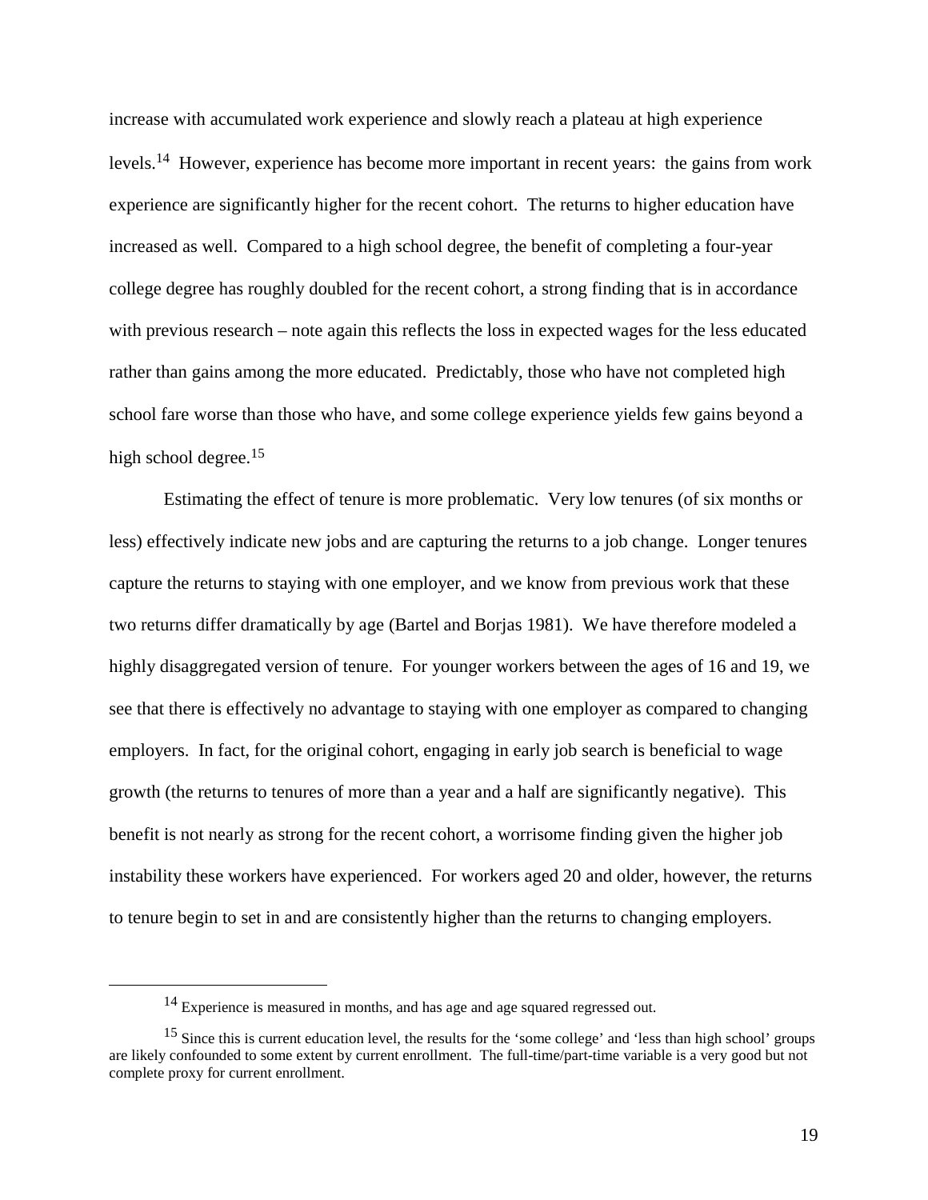increase with accumulated work experience and slowly reach a plateau at high experience levels.[14] However, experience has become more important in recent years: the gains from work experience are significantly higher for the recent cohort. The returns to higher education have increased as well. Compared to a high school degree, the benefit of completing a four-year college degree has roughly doubled for the recent cohort, a strong finding that is in accordance with previous research – note again this reflects the loss in expected wages for the less educated rather than gains among the more educated. Predictably, those who have not completed high school fare worse than those who have, and some college experience yields few gains beyond a high school degree.[15]

Estimating the effect of tenure is more problematic. Very low tenures (of six months or less) effectively indicate new jobs and are capturing the returns to a job change. Longer tenures capture the returns to staying with one employer, and we know from previous work that these two returns differ dramatically by age (Bartel and Borjas 1981). We have therefore modeled a highly disaggregated version of tenure. For younger workers between the ages of 16 and 19, we see that there is effectively no advantage to staying with one employer as compared to changing employers. In fact, for the original cohort, engaging in early job search is beneficial to wage growth (the returns to tenures of more than a year and a half are significantly negative). This benefit is not nearly as strong for the recent cohort, a worrisome finding given the higher job instability these workers have experienced. For workers aged 20 and older, however, the returns to tenure begin to set in and are consistently higher than the returns to changing employers.

---

[14] Experience is measured in months, and has age and age squared regressed out.

[15] Since this is current education level, the results for the 'some college' and 'less than high school' groups are likely confounded to some extent by current enrollment. The full-time/part-time variable is a very good but not complete proxy for current enrollment.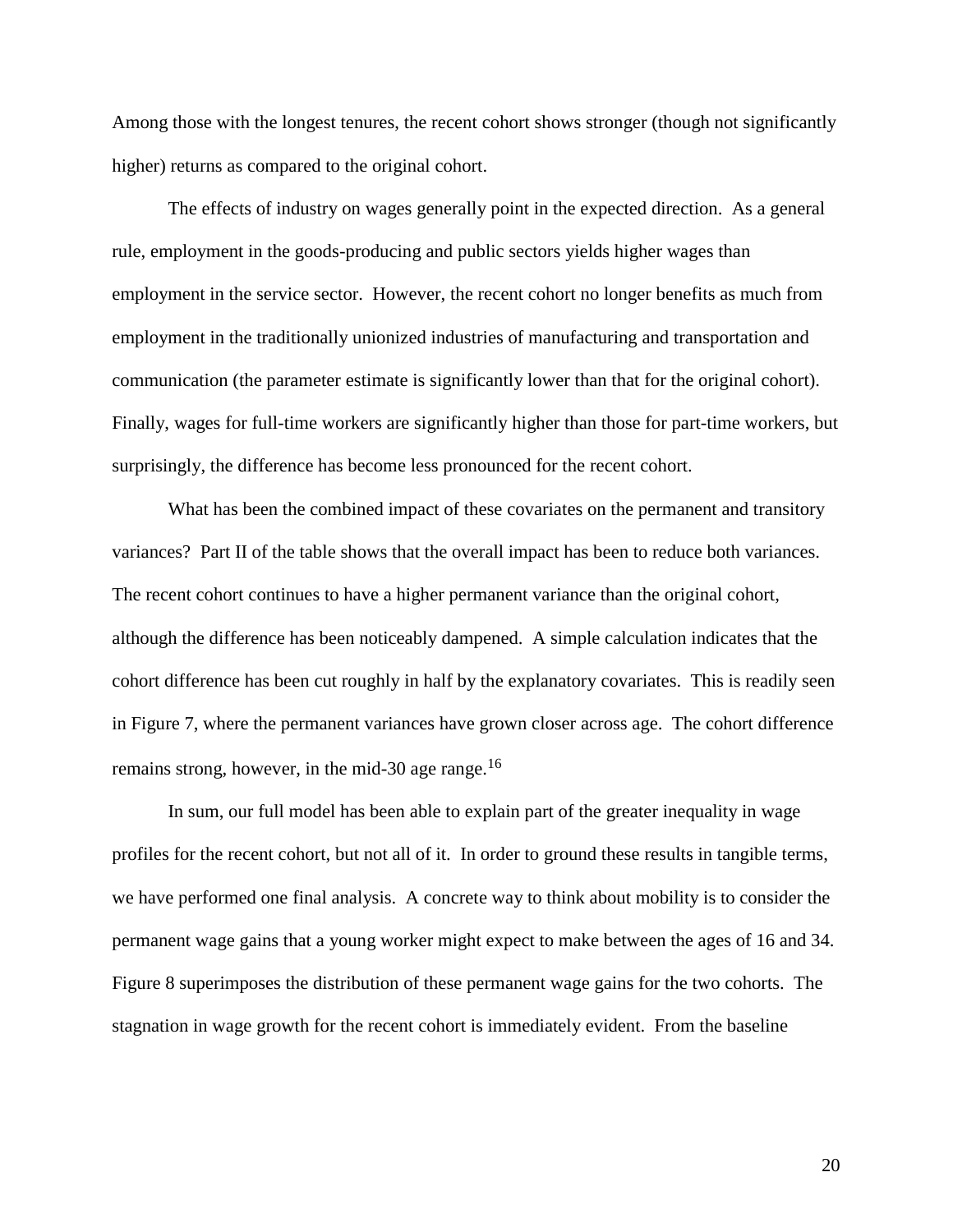Among those with the longest tenures, the recent cohort shows stronger (though not significantly higher) returns as compared to the original cohort.

The effects of industry on wages generally point in the expected direction. As a general rule, employment in the goods-producing and public sectors yields higher wages than employment in the service sector. However, the recent cohort no longer benefits as much from employment in the traditionally unionized industries of manufacturing and transportation and communication (the parameter estimate is significantly lower than that for the original cohort). Finally, wages for full-time workers are significantly higher than those for part-time workers, but surprisingly, the difference has become less pronounced for the recent cohort.

What has been the combined impact of these covariates on the permanent and transitory variances? Part II of the table shows that the overall impact has been to reduce both variances. The recent cohort continues to have a higher permanent variance than the original cohort, although the difference has been noticeably dampened. A simple calculation indicates that the cohort difference has been cut roughly in half by the explanatory covariates. This is readily seen in Figure 7, where the permanent variances have grown closer across age. The cohort difference remains strong, however, in the mid-30 age range.[16]

In sum, our full model has been able to explain part of the greater inequality in wage profiles for the recent cohort, but not all of it. In order to ground these results in tangible terms, we have performed one final analysis. A concrete way to think about mobility is to consider the permanent wage gains that a young worker might expect to make between the ages of 16 and 34. Figure 8 superimposes the distribution of these permanent wage gains for the two cohorts. The stagnation in wage growth for the recent cohort is immediately evident. From the baseline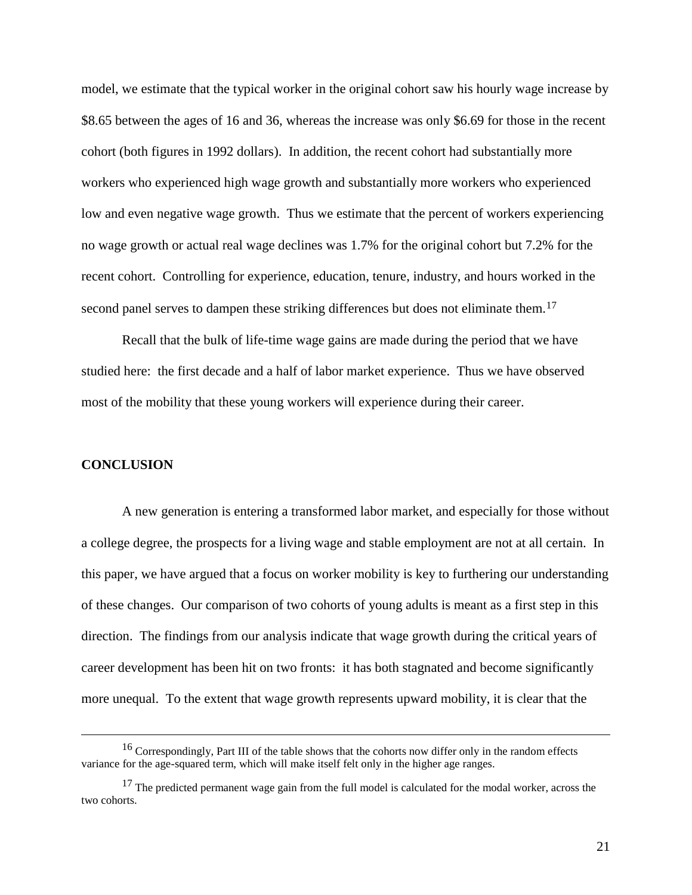model, we estimate that the typical worker in the original cohort saw his hourly wage increase by $8.65 between the ages of 16 and 36, whereas the increase was only $6.69 for those in the recent cohort (both figures in 1992 dollars). In addition, the recent cohort had substantially more workers who experienced high wage growth and substantially more workers who experienced low and even negative wage growth. Thus we estimate that the percent of workers experiencing no wage growth or actual real wage declines was 1.7% for the original cohort but 7.2% for the recent cohort. Controlling for experience, education, tenure, industry, and hours worked in the second panel serves to dampen these striking differences but does not eliminate them.[17]

Recall that the bulk of life-time wage gains are made during the period that we have studied here: the first decade and a half of labor market experience. Thus we have observed most of the mobility that these young workers will experience during their career.

## CONCLUSION

A new generation is entering a transformed labor market, and especially for those without a college degree, the prospects for a living wage and stable employment are not at all certain. In this paper, we have argued that a focus on worker mobility is key to furthering our understanding of these changes. Our comparison of two cohorts of young adults is meant as a first step in this direction. The findings from our analysis indicate that wage growth during the critical years of career development has been hit on two fronts: it has both stagnated and become significantly more unequal. To the extent that wage growth represents upward mobility, it is clear that the

---

[16] Correspondingly, Part III of the table shows that the cohorts now differ only in the random effects variance for the age-squared term, which will make itself felt only in the higher age ranges.

[17] The predicted permanent wage gain from the full model is calculated for the modal worker, across the two cohorts.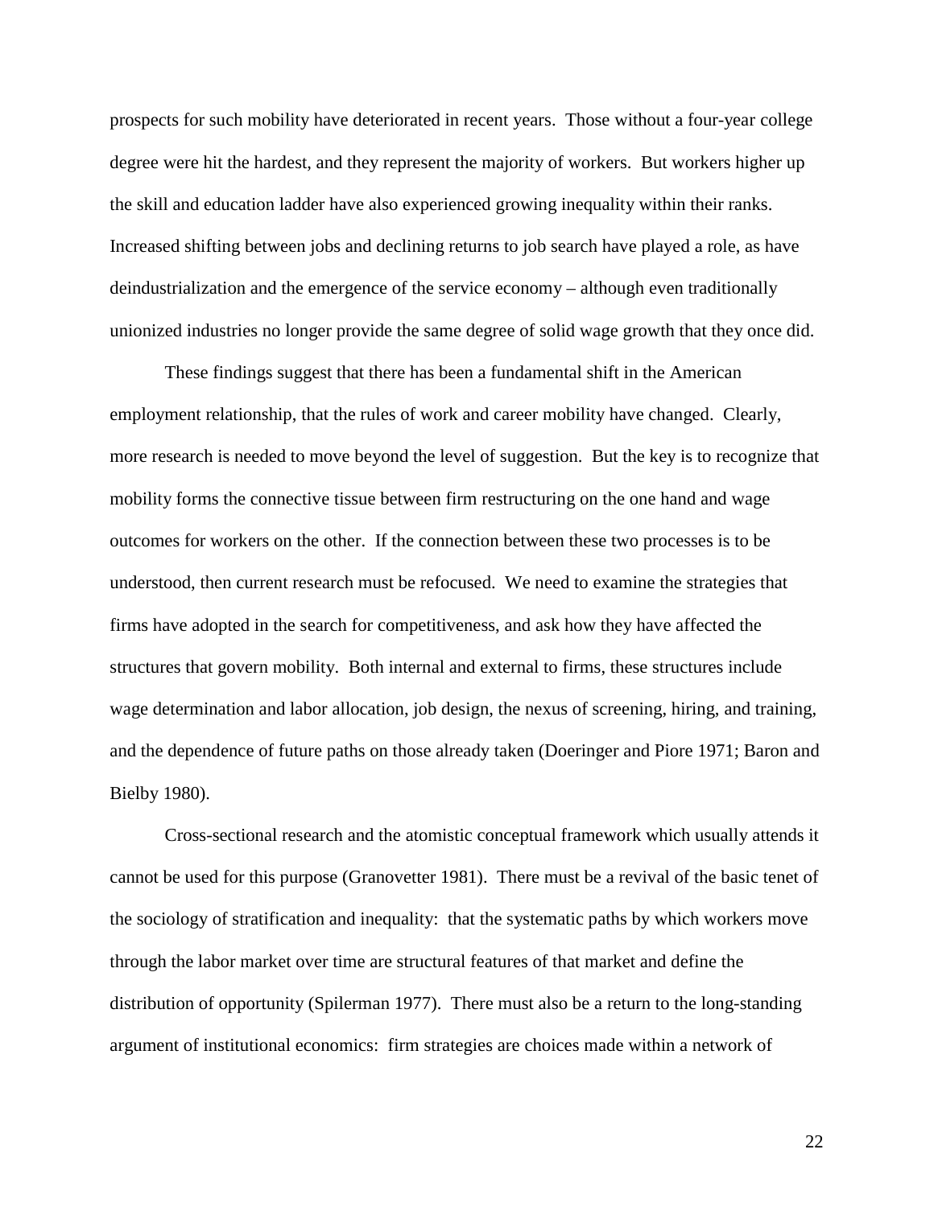prospects for such mobility have deteriorated in recent years. Those without a four-year college degree were hit the hardest, and they represent the majority of workers. But workers higher up the skill and education ladder have also experienced growing inequality within their ranks. Increased shifting between jobs and declining returns to job search have played a role, as have deindustrialization and the emergence of the service economy – although even traditionally unionized industries no longer provide the same degree of solid wage growth that they once did.

These findings suggest that there has been a fundamental shift in the American employment relationship, that the rules of work and career mobility have changed. Clearly, more research is needed to move beyond the level of suggestion. But the key is to recognize that mobility forms the connective tissue between firm restructuring on the one hand and wage outcomes for workers on the other. If the connection between these two processes is to be understood, then current research must be refocused. We need to examine the strategies that firms have adopted in the search for competitiveness, and ask how they have affected the structures that govern mobility. Both internal and external to firms, these structures include wage determination and labor allocation, job design, the nexus of screening, hiring, and training, and the dependence of future paths on those already taken (Doeringer and Piore 1971; Baron and Bielby 1980).

Cross-sectional research and the atomistic conceptual framework which usually attends it cannot be used for this purpose (Granovetter 1981). There must be a revival of the basic tenet of the sociology of stratification and inequality: that the systematic paths by which workers move through the labor market over time are structural features of that market and define the distribution of opportunity (Spilerman 1977). There must also be a return to the long-standing argument of institutional economics: firm strategies are choices made within a network of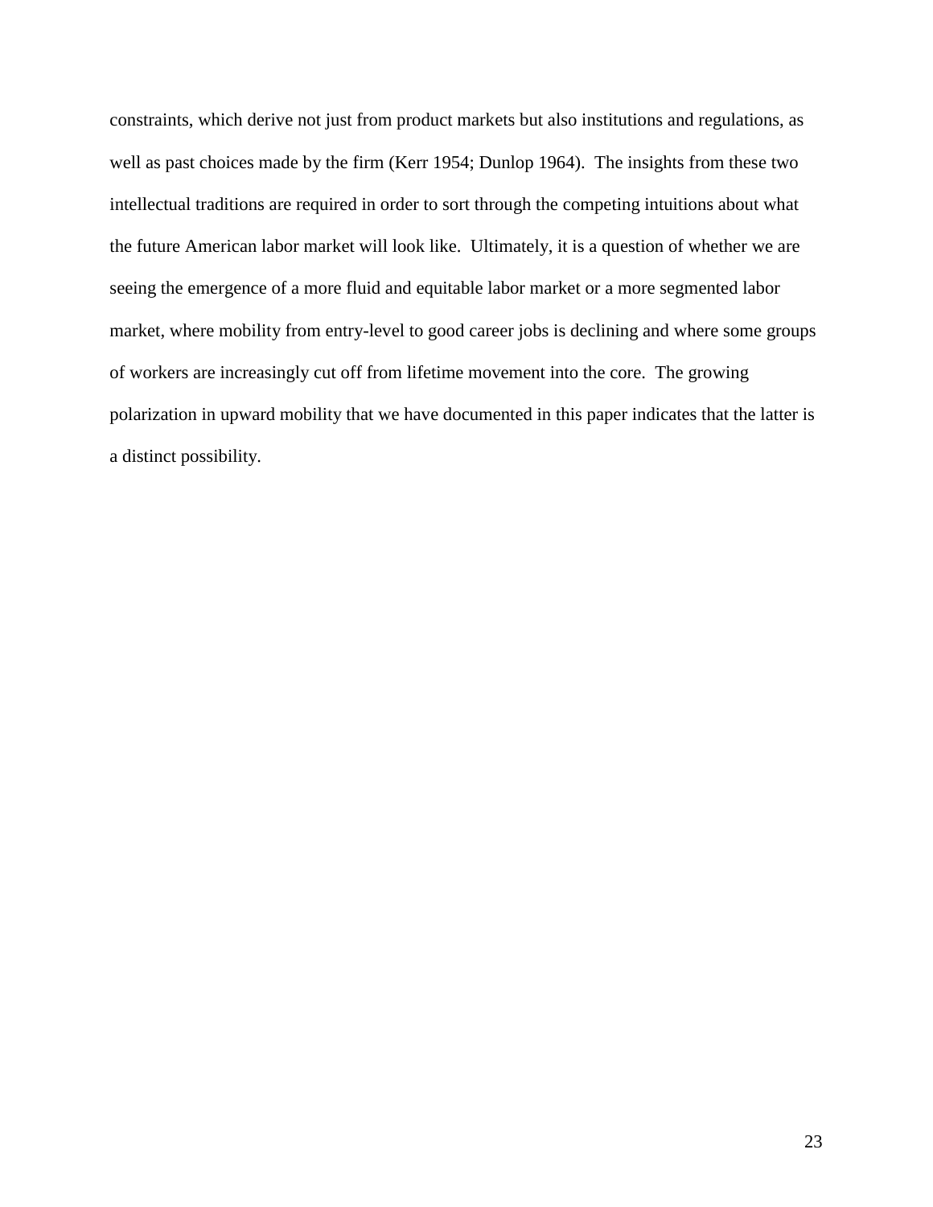constraints, which derive not just from product markets but also institutions and regulations, as well as past choices made by the firm (Kerr 1954; Dunlop 1964). The insights from these two intellectual traditions are required in order to sort through the competing intuitions about what the future American labor market will look like. Ultimately, it is a question of whether we are seeing the emergence of a more fluid and equitable labor market or a more segmented labor market, where mobility from entry-level to good career jobs is declining and where some groups of workers are increasingly cut off from lifetime movement into the core. The growing polarization in upward mobility that we have documented in this paper indicates that the latter is a distinct possibility.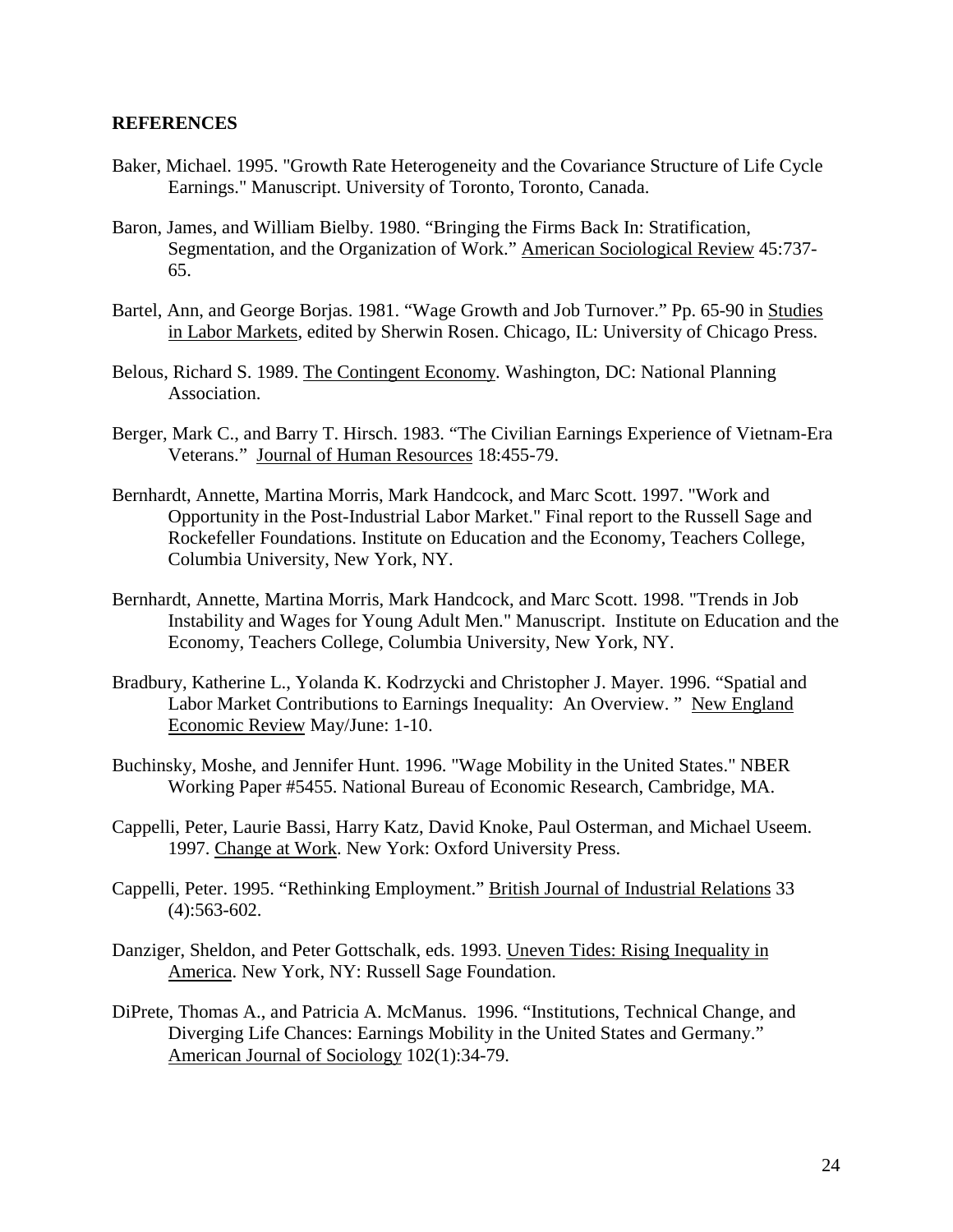**REFERENCES**

Baker, Michael. 1995. "Growth Rate Heterogeneity and the Covariance Structure of Life Cycle Earnings." Manuscript. University of Toronto, Toronto, Canada.

Baron, James, and William Bielby. 1980. "Bringing the Firms Back In: Stratification, Segmentation, and the Organization of Work." American Sociological Review 45:737-65.

Bartel, Ann, and George Borjas. 1981. "Wage Growth and Job Turnover." Pp. 65-90 in Studies in Labor Markets, edited by Sherwin Rosen. Chicago, IL: University of Chicago Press.

Belous, Richard S. 1989. The Contingent Economy. Washington, DC: National Planning Association.

Berger, Mark C., and Barry T. Hirsch. 1983. "The Civilian Earnings Experience of Vietnam-Era Veterans." Journal of Human Resources 18:455-79.

Bernhardt, Annette, Martina Morris, Mark Handcock, and Marc Scott. 1997. "Work and Opportunity in the Post-Industrial Labor Market." Final report to the Russell Sage and Rockefeller Foundations. Institute on Education and the Economy, Teachers College, Columbia University, New York, NY.

Bernhardt, Annette, Martina Morris, Mark Handcock, and Marc Scott. 1998. "Trends in Job Instability and Wages for Young Adult Men." Manuscript. Institute on Education and the Economy, Teachers College, Columbia University, New York, NY.

Bradbury, Katherine L., Yolanda K. Kodrzycki and Christopher J. Mayer. 1996. "Spatial and Labor Market Contributions to Earnings Inequality: An Overview. " New England Economic Review May/June: 1-10.

Buchinsky, Moshe, and Jennifer Hunt. 1996. "Wage Mobility in the United States." NBER Working Paper #5455. National Bureau of Economic Research, Cambridge, MA.

Cappelli, Peter, Laurie Bassi, Harry Katz, David Knoke, Paul Osterman, and Michael Useem. 1997. Change at Work. New York: Oxford University Press.

Cappelli, Peter. 1995. "Rethinking Employment." British Journal of Industrial Relations 33 (4):563-602.

Danziger, Sheldon, and Peter Gottschalk, eds. 1993. Uneven Tides: Rising Inequality in America. New York, NY: Russell Sage Foundation.

DiPrete, Thomas A., and Patricia A. McManus. 1996. "Institutions, Technical Change, and Diverging Life Chances: Earnings Mobility in the United States and Germany." American Journal of Sociology 102(1):34-79.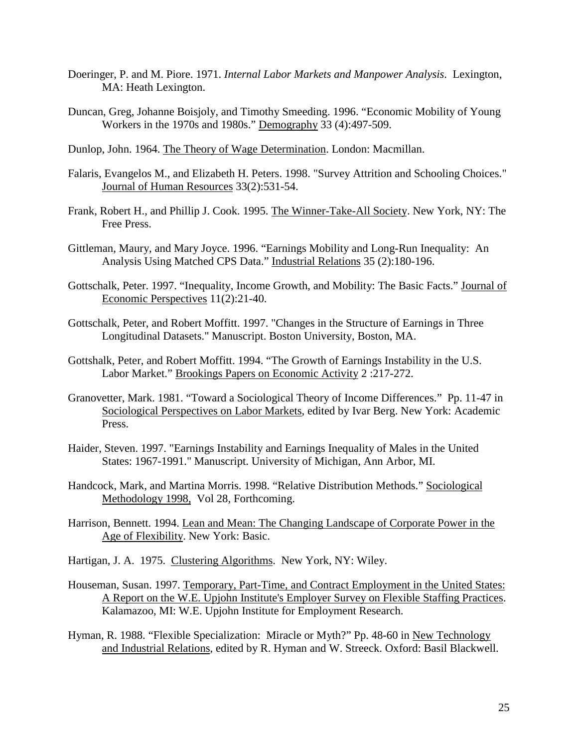Doeringer, P. and M. Piore. 1971. *Internal Labor Markets and Manpower Analysis*. Lexington, MA: Heath Lexington.

Duncan, Greg, Johanne Boisjoly, and Timothy Smeeding. 1996. "Economic Mobility of Young Workers in the 1970s and 1980s." Demography 33 (4):497-509.

Dunlop, John. 1964. The Theory of Wage Determination. London: Macmillan.

Falaris, Evangelos M., and Elizabeth H. Peters. 1998. "Survey Attrition and Schooling Choices." Journal of Human Resources 33(2):531-54.

Frank, Robert H., and Phillip J. Cook. 1995. The Winner-Take-All Society. New York, NY: The Free Press.

Gittleman, Maury, and Mary Joyce. 1996. "Earnings Mobility and Long-Run Inequality: An Analysis Using Matched CPS Data." Industrial Relations 35 (2):180-196.

Gottschalk, Peter. 1997. "Inequality, Income Growth, and Mobility: The Basic Facts." Journal of Economic Perspectives 11(2):21-40.

Gottschalk, Peter, and Robert Moffitt. 1997. "Changes in the Structure of Earnings in Three Longitudinal Datasets." Manuscript. Boston University, Boston, MA.

Gottshalk, Peter, and Robert Moffitt. 1994. "The Growth of Earnings Instability in the U.S. Labor Market." Brookings Papers on Economic Activity 2 :217-272.

Granovetter, Mark. 1981. "Toward a Sociological Theory of Income Differences." Pp. 11-47 in Sociological Perspectives on Labor Markets, edited by Ivar Berg. New York: Academic Press.

Haider, Steven. 1997. "Earnings Instability and Earnings Inequality of Males in the United States: 1967-1991." Manuscript. University of Michigan, Ann Arbor, MI.

Handcock, Mark, and Martina Morris. 1998. "Relative Distribution Methods." Sociological Methodology 1998, Vol 28, Forthcoming.

Harrison, Bennett. 1994. Lean and Mean: The Changing Landscape of Corporate Power in the Age of Flexibility. New York: Basic.

Hartigan, J. A. 1975. Clustering Algorithms. New York, NY: Wiley.

Houseman, Susan. 1997. Temporary, Part-Time, and Contract Employment in the United States: A Report on the W.E. Upjohn Institute's Employer Survey on Flexible Staffing Practices. Kalamazoo, MI: W.E. Upjohn Institute for Employment Research.

Hyman, R. 1988. "Flexible Specialization: Miracle or Myth?" Pp. 48-60 in New Technology and Industrial Relations, edited by R. Hyman and W. Streeck. Oxford: Basil Blackwell.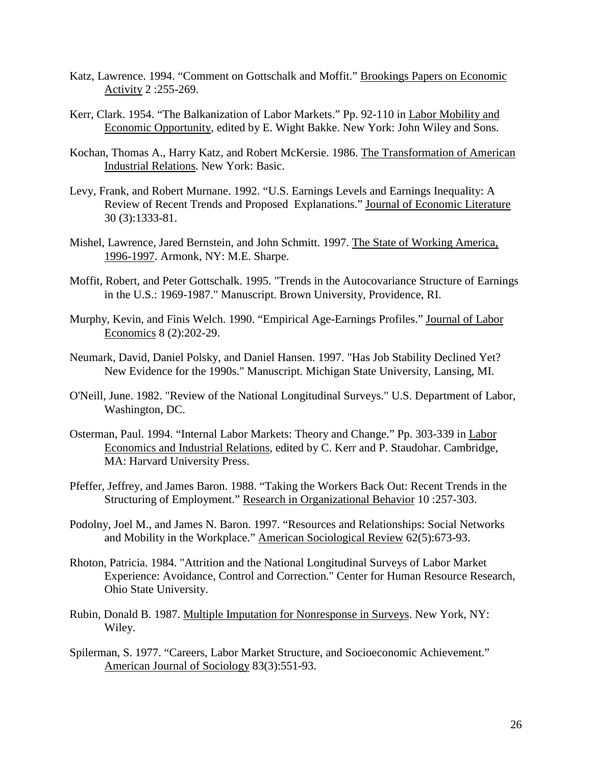Katz, Lawrence. 1994. "Comment on Gottschalk and Moffit." Brookings Papers on Economic Activity 2 :255-269.

Kerr, Clark. 1954. "The Balkanization of Labor Markets." Pp. 92-110 in Labor Mobility and Economic Opportunity, edited by E. Wight Bakke. New York: John Wiley and Sons.

Kochan, Thomas A., Harry Katz, and Robert McKersie. 1986. The Transformation of American Industrial Relations. New York: Basic.

Levy, Frank, and Robert Murnane. 1992. "U.S. Earnings Levels and Earnings Inequality: A Review of Recent Trends and Proposed Explanations." Journal of Economic Literature 30 (3):1333-81.

Mishel, Lawrence, Jared Bernstein, and John Schmitt. 1997. The State of Working America, 1996-1997. Armonk, NY: M.E. Sharpe.

Moffit, Robert, and Peter Gottschalk. 1995. "Trends in the Autocovariance Structure of Earnings in the U.S.: 1969-1987." Manuscript. Brown University, Providence, RI.

Murphy, Kevin, and Finis Welch. 1990. "Empirical Age-Earnings Profiles." Journal of Labor Economics 8 (2):202-29.

Neumark, David, Daniel Polsky, and Daniel Hansen. 1997. "Has Job Stability Declined Yet? New Evidence for the 1990s." Manuscript. Michigan State University, Lansing, MI.

O'Neill, June. 1982. "Review of the National Longitudinal Surveys." U.S. Department of Labor, Washington, DC.

Osterman, Paul. 1994. "Internal Labor Markets: Theory and Change." Pp. 303-339 in Labor Economics and Industrial Relations, edited by C. Kerr and P. Staudohar. Cambridge, MA: Harvard University Press.

Pfeffer, Jeffrey, and James Baron. 1988. "Taking the Workers Back Out: Recent Trends in the Structuring of Employment." Research in Organizational Behavior 10 :257-303.

Podolny, Joel M., and James N. Baron. 1997. "Resources and Relationships: Social Networks and Mobility in the Workplace." American Sociological Review 62(5):673-93.

Rhoton, Patricia. 1984. "Attrition and the National Longitudinal Surveys of Labor Market Experience: Avoidance, Control and Correction." Center for Human Resource Research, Ohio State University.

Rubin, Donald B. 1987. Multiple Imputation for Nonresponse in Surveys. New York, NY: Wiley.

Spilerman, S. 1977. "Careers, Labor Market Structure, and Socioeconomic Achievement." American Journal of Sociology 83(3):551-93.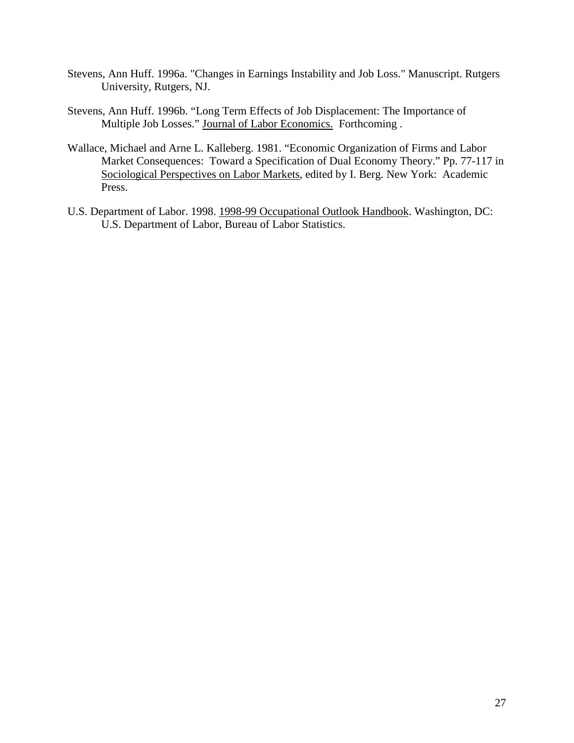Stevens, Ann Huff. 1996a. "Changes in Earnings Instability and Job Loss." Manuscript. Rutgers University, Rutgers, NJ.

Stevens, Ann Huff. 1996b. "Long Term Effects of Job Displacement: The Importance of Multiple Job Losses." Journal of Labor Economics. Forthcoming .

Wallace, Michael and Arne L. Kalleberg. 1981. "Economic Organization of Firms and Labor Market Consequences: Toward a Specification of Dual Economy Theory." Pp. 77-117 in Sociological Perspectives on Labor Markets, edited by I. Berg. New York: Academic Press.

U.S. Department of Labor. 1998. 1998-99 Occupational Outlook Handbook. Washington, DC: U.S. Department of Labor, Bureau of Labor Statistics.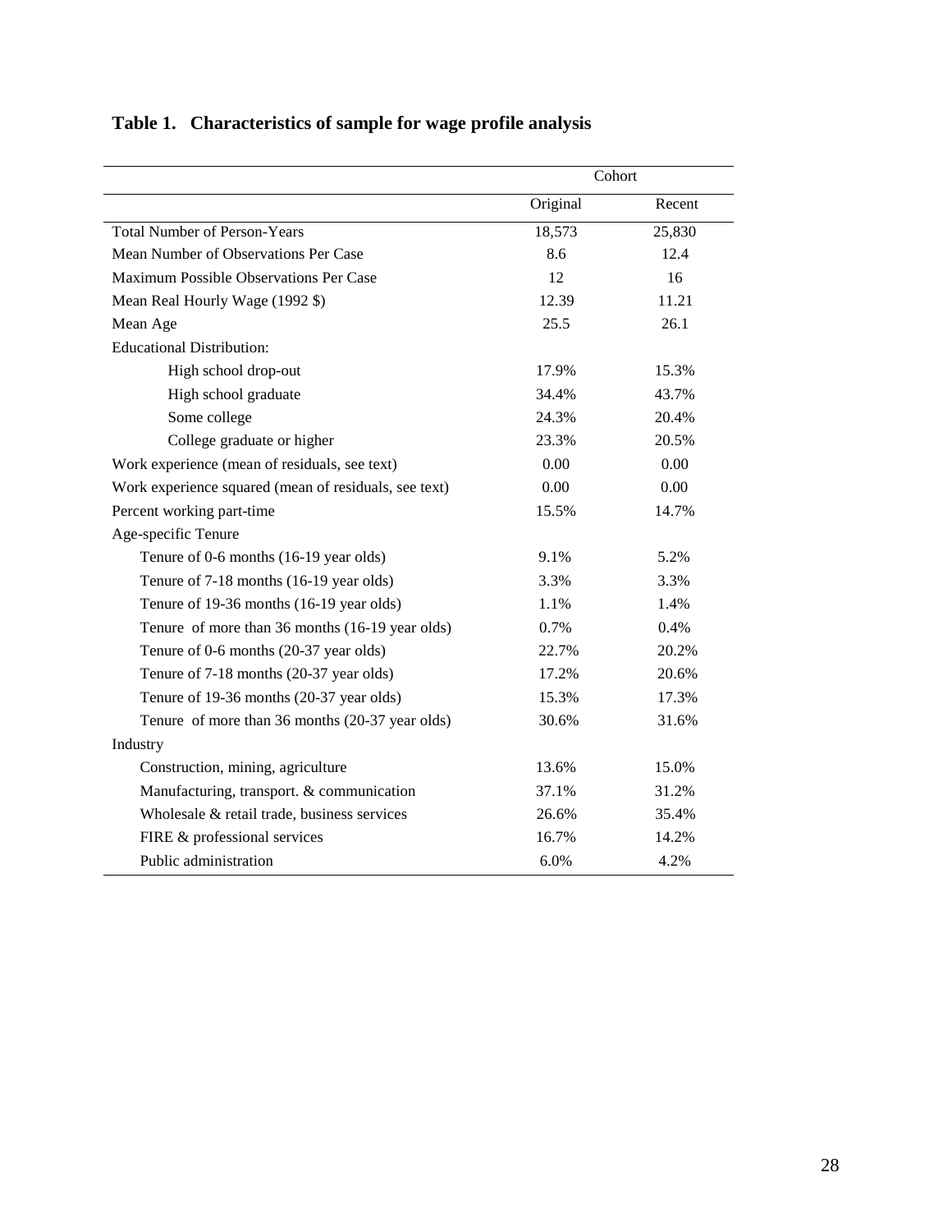**Table 1. Characteristics of sample for wage profile analysis**

| | Cohort | |
|---|---|---|
| | Original | Recent |
| Total Number of Person-Years | 18,573 | 25,830 |
| Mean Number of Observations Per Case | 8.6 | 12.4 |
| Maximum Possible Observations Per Case | 12 | 16 |
| Mean Real Hourly Wage (1992 $) | 12.39 | 11.21 |
| Mean Age | 25.5 | 26.1 |
| Educational Distribution: | | |
| High school drop-out | 17.9% | 15.3% |
| High school graduate | 34.4% | 43.7% |
| Some college | 24.3% | 20.4% |
| College graduate or higher | 23.3% | 20.5% |
| Work experience (mean of residuals, see text) | 0.00 | 0.00 |
| Work experience squared (mean of residuals, see text) | 0.00 | 0.00 |
| Percent working part-time | 15.5% | 14.7% |
| Age-specific Tenure | | |
| Tenure of 0-6 months (16-19 year olds) | 9.1% | 5.2% |
| Tenure of 7-18 months (16-19 year olds) | 3.3% | 3.3% |
| Tenure of 19-36 months (16-19 year olds) | 1.1% | 1.4% |
| Tenure of more than 36 months (16-19 year olds) | 0.7% | 0.4% |
| Tenure of 0-6 months (20-37 year olds) | 22.7% | 20.2% |
| Tenure of 7-18 months (20-37 year olds) | 17.2% | 20.6% |
| Tenure of 19-36 months (20-37 year olds) | 15.3% | 17.3% |
| Tenure of more than 36 months (20-37 year olds) | 30.6% | 31.6% |
| Industry | | |
| Construction, mining, agriculture | 13.6% | 15.0% |
| Manufacturing, transport. & communication | 37.1% | 31.2% |
| Wholesale & retail trade, business services | 26.6% | 35.4% |
| FIRE & professional services | 16.7% | 14.2% |
| Public administration | 6.0% | 4.2% |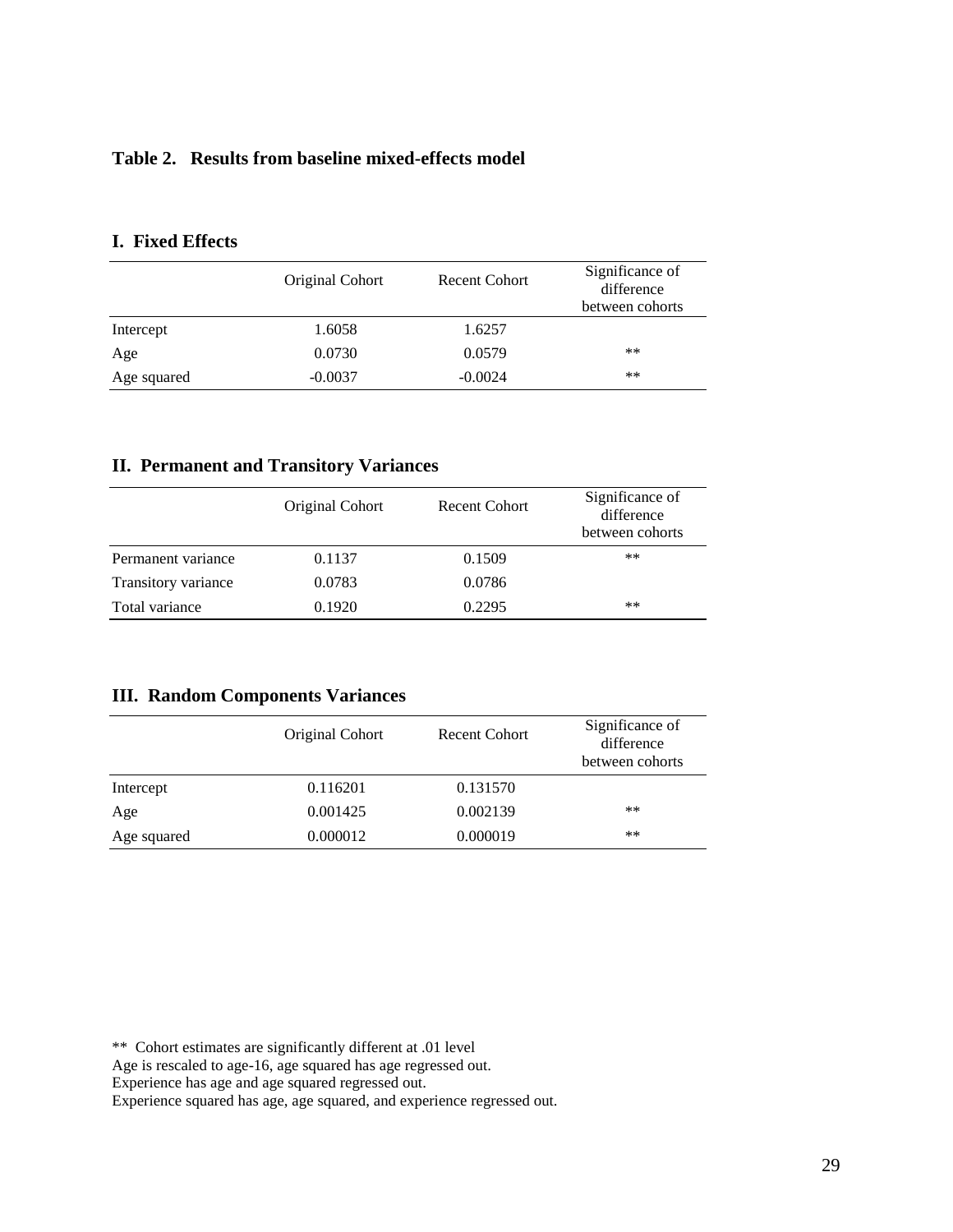## Table 2. Results from baseline mixed-effects model

### I. Fixed Effects

| | Original Cohort | Recent Cohort | Significance of difference between cohorts |
|---|---|---|---|
| Intercept | 1.6058 | 1.6257 | |
| Age | 0.0730 | 0.0579 | ** |
| Age squared | -0.0037 | -0.0024 | ** |

### II. Permanent and Transitory Variances

| | Original Cohort | Recent Cohort | Significance of difference between cohorts |
|---|---|---|---|
| Permanent variance | 0.1137 | 0.1509 | ** |
| Transitory variance | 0.0783 | 0.0786 | |
| Total variance | 0.1920 | 0.2295 | ** |

### III. Random Components Variances

| | Original Cohort | Recent Cohort | Significance of difference between cohorts |
|---|---|---|---|
| Intercept | 0.116201 | 0.131570 | |
| Age | 0.001425 | 0.002139 | ** |
| Age squared | 0.000012 | 0.000019 | ** |

** Cohort estimates are significantly different at .01 level
Age is rescaled to age-16, age squared has age regressed out.
Experience has age and age squared regressed out.
Experience squared has age, age squared, and experience regressed out.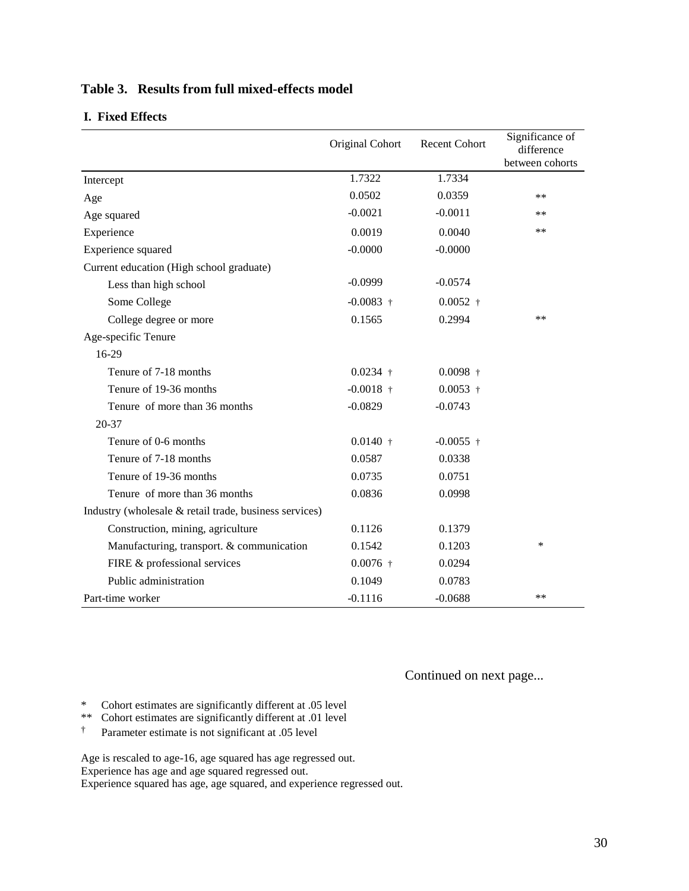## Table 3. Results from full mixed-effects model

### I. Fixed Effects

| | Original Cohort | Recent Cohort | Significance of difference between cohorts |
|---|---|---|---|
| Intercept | 1.7322 | 1.7334 | |
| Age | 0.0502 | 0.0359 | ** |
| Age squared | -0.0021 | -0.0011 | ** |
| Experience | 0.0019 | 0.0040 | ** |
| Experience squared | -0.0000 | -0.0000 | |
| Current education (High school graduate) | | | |
| Less than high school | -0.0999 | -0.0574 | |
| Some College | -0.0083 † | 0.0052 † | |
| College degree or more | 0.1565 | 0.2994 | ** |
| Age-specific Tenure | | | |
| 16-29 | | | |
| Tenure of 7-18 months | 0.0234 † | 0.0098 † | |
| Tenure of 19-36 months | -0.0018 † | 0.0053 † | |
| Tenure of more than 36 months | -0.0829 | -0.0743 | |
| 20-37 | | | |
| Tenure of 0-6 months | 0.0140 † | -0.0055 † | |
| Tenure of 7-18 months | 0.0587 | 0.0338 | |
| Tenure of 19-36 months | 0.0735 | 0.0751 | |
| Tenure of more than 36 months | 0.0836 | 0.0998 | |
| Industry (wholesale & retail trade, business services) | | | |
| Construction, mining, agriculture | 0.1126 | 0.1379 | |
| Manufacturing, transport. & communication | 0.1542 | 0.1203 | * |
| FIRE & professional services | 0.0076 † | 0.0294 | |
| Public administration | 0.1049 | 0.0783 | |
| Part-time worker | -0.1116 | -0.0688 | ** |

Continued on next page...

\* Cohort estimates are significantly different at .05 level
** Cohort estimates are significantly different at .01 level
† Parameter estimate is not significant at .05 level

Age is rescaled to age-16, age squared has age regressed out.
Experience has age and age squared regressed out.
Experience squared has age, age squared, and experience regressed out.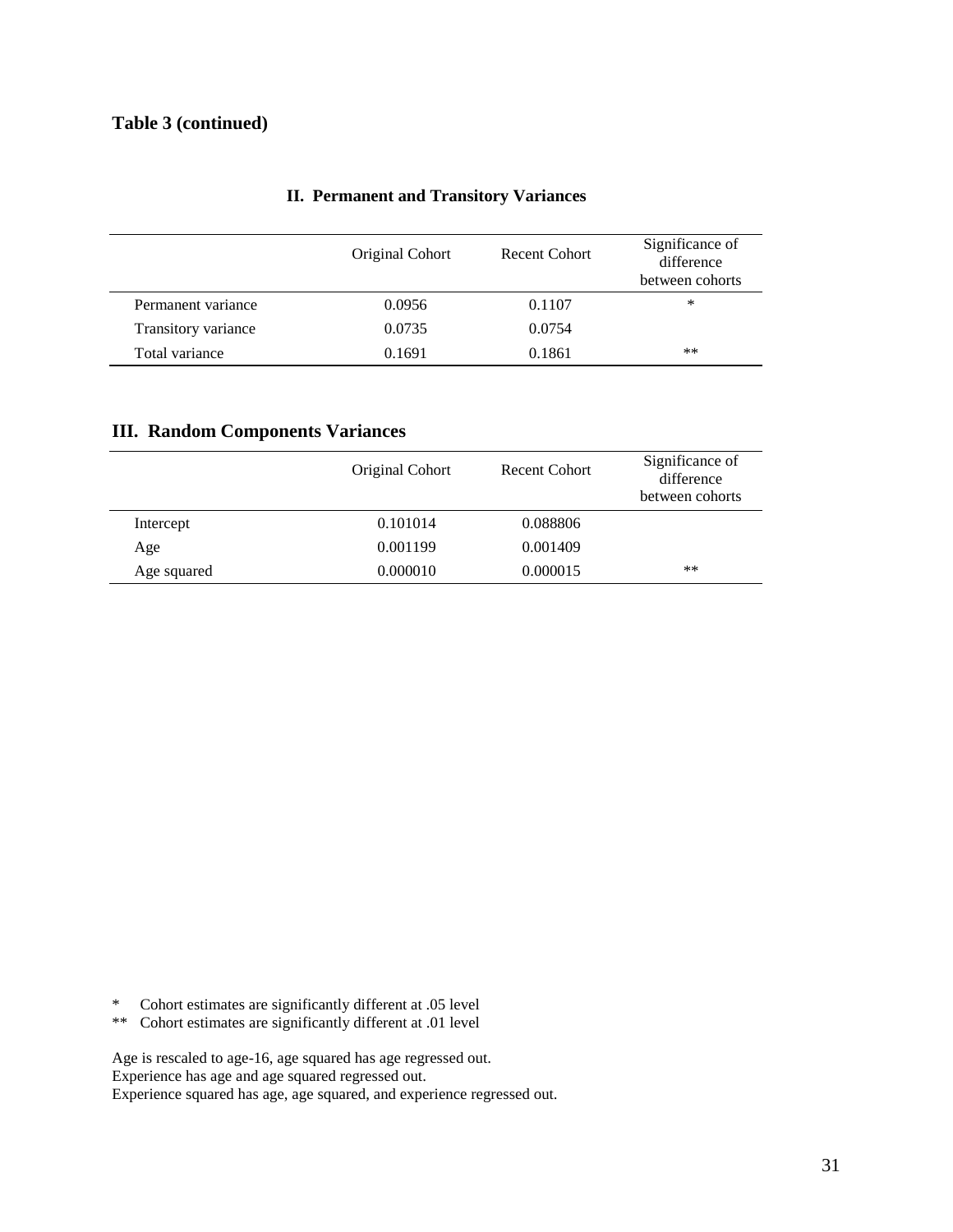**Table 3 (continued)**

### II. Permanent and Transitory Variances

| | Original Cohort | Recent Cohort | Significance of difference between cohorts |
|---|---|---|---|
| Permanent variance | 0.0956 | 0.1107 | * |
| Transitory variance | 0.0735 | 0.0754 | |
| Total variance | 0.1691 | 0.1861 | ** |

### III. Random Components Variances

| | Original Cohort | Recent Cohort | Significance of difference between cohorts |
|---|---|---|---|
| Intercept | 0.101014 | 0.088806 | |
| Age | 0.001199 | 0.001409 | |
| Age squared | 0.000010 | 0.000015 | ** |

\* Cohort estimates are significantly different at .05 level

\*\* Cohort estimates are significantly different at .01 level

Age is rescaled to age-16, age squared has age regressed out.
Experience has age and age squared regressed out.
Experience squared has age, age squared, and experience regressed out.